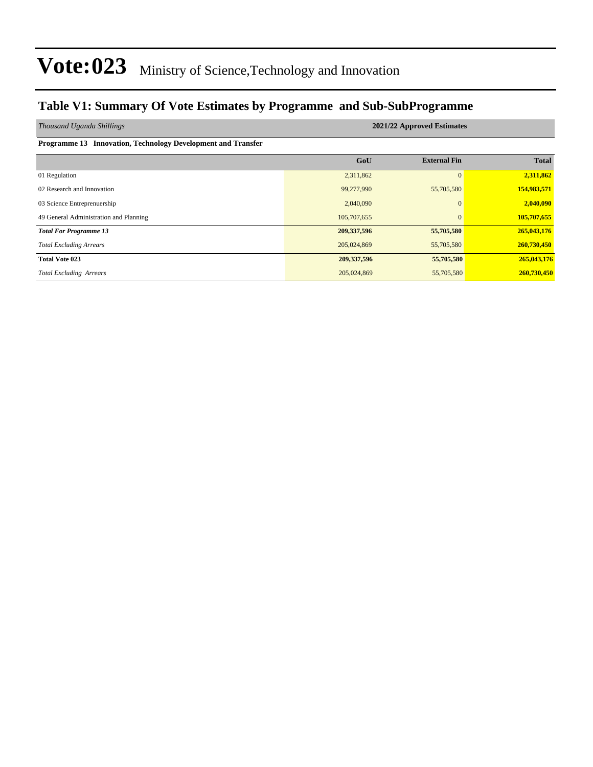# Vote:023 Ministry of Science,Technology and Innovation

## Table V1: Summary Of Vote Estimates by Programme and Sub-SubProgramme

| *Thousand Uganda Shillings* | 2021/22 Approved Estimates | | |
|---|---|---|---|
| **Programme 13 Innovation, Technology Development and Transfer** | | | |
| | **GoU** | **External Fin** | **Total** |
| 01 Regulation | 2,311,862 | 0 | **2,311,862** |
| 02 Research and Innovation | 99,277,990 | 55,705,580 | **154,983,571** |
| 03 Science Entreprenuership | 2,040,090 | 0 | **2,040,090** |
| 49 General Administration and Planning | 105,707,655 | 0 | **105,707,655** |
| ***Total For Programme 13*** | **209,337,596** | **55,705,580** | **265,043,176** |
| *Total Excluding Arrears* | 205,024,869 | 55,705,580 | **260,730,450** |
| **Total Vote 023** | **209,337,596** | **55,705,580** | **265,043,176** |
| *Total Excluding Arrears* | 205,024,869 | 55,705,580 | **260,730,450** |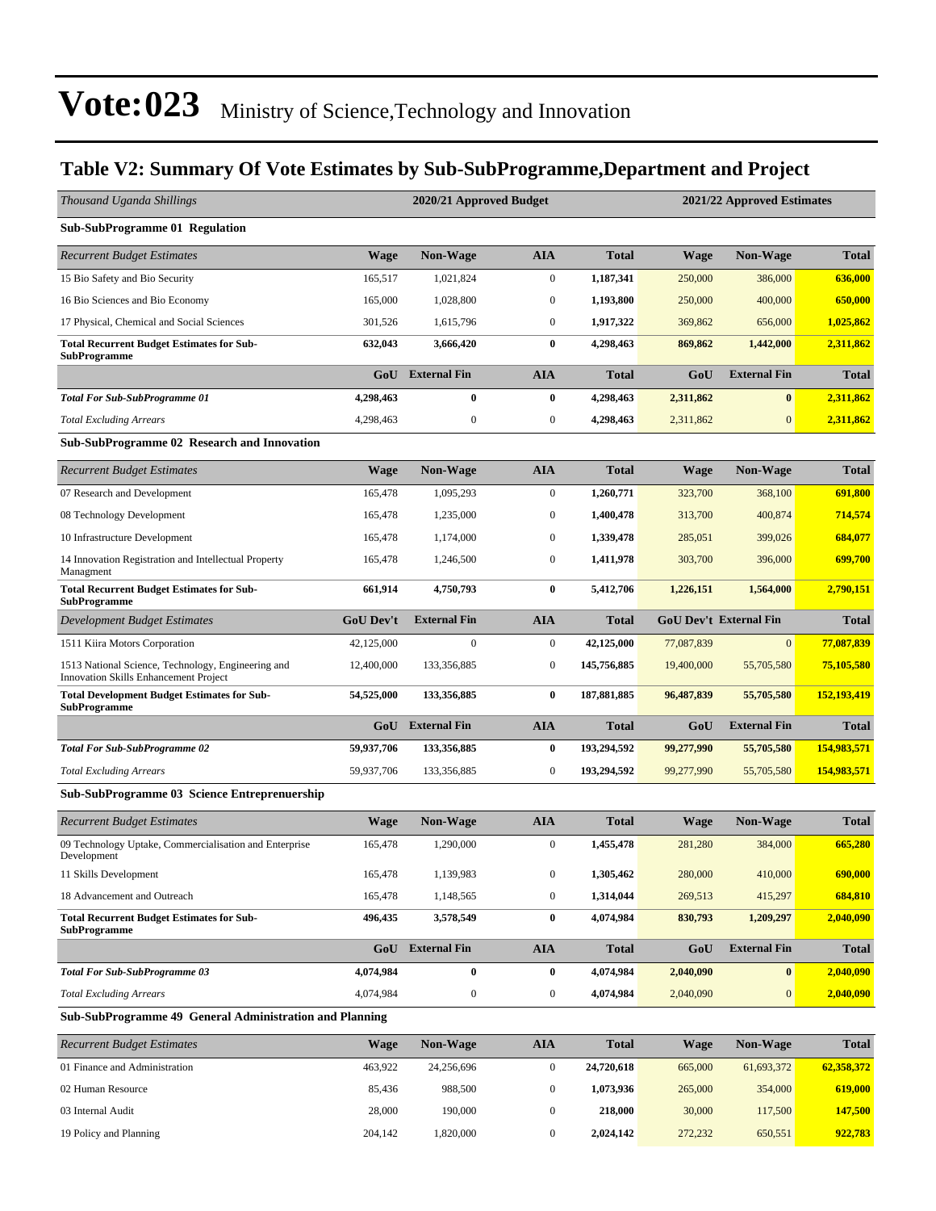# Vote:023 Ministry of Science,Technology and Innovation

## Table V2: Summary Of Vote Estimates by Sub-SubProgramme,Department and Project

| *Thousand Uganda Shillings* | 2020/21 Approved Budget | | | | 2021/22 Approved Estimates | | |
|---|---|---|---|---|---|---|---|
| **Sub-SubProgramme 01 Regulation** | | | | | | | |
| *Recurrent Budget Estimates* | **Wage** | **Non-Wage** | **AIA** | **Total** | **Wage** | **Non-Wage** | **Total** |
| 15 Bio Safety and Bio Security | 165,517 | 1,021,824 | 0 | **1,187,341** | 250,000 | 386,000 | **636,000** |
| 16 Bio Sciences and Bio Economy | 165,000 | 1,028,800 | 0 | **1,193,800** | 250,000 | 400,000 | **650,000** |
| 17 Physical, Chemical and Social Sciences | 301,526 | 1,615,796 | 0 | **1,917,322** | 369,862 | 656,000 | **1,025,862** |
| **Total Recurrent Budget Estimates for Sub-SubProgramme** | **632,043** | **3,666,420** | **0** | **4,298,463** | **869,862** | **1,442,000** | **2,311,862** |
| | **GoU** | **External Fin** | **AIA** | **Total** | **GoU** | **External Fin** | **Total** |
| ***Total For Sub-SubProgramme 01*** | **4,298,463** | **0** | **0** | **4,298,463** | **2,311,862** | **0** | **2,311,862** |
| *Total Excluding Arrears* | 4,298,463 | 0 | 0 | **4,298,463** | 2,311,862 | 0 | **2,311,862** |
| **Sub-SubProgramme 02 Research and Innovation** | | | | | | | |
| *Recurrent Budget Estimates* | **Wage** | **Non-Wage** | **AIA** | **Total** | **Wage** | **Non-Wage** | **Total** |
| 07 Research and Development | 165,478 | 1,095,293 | 0 | **1,260,771** | 323,700 | 368,100 | **691,800** |
| 08 Technology Development | 165,478 | 1,235,000 | 0 | **1,400,478** | 313,700 | 400,874 | **714,574** |
| 10 Infrastructure Development | 165,478 | 1,174,000 | 0 | **1,339,478** | 285,051 | 399,026 | **684,077** |
| 14 Innovation Registration and Intellectual Property Managment | 165,478 | 1,246,500 | 0 | **1,411,978** | 303,700 | 396,000 | **699,700** |
| **Total Recurrent Budget Estimates for Sub-SubProgramme** | **661,914** | **4,750,793** | **0** | **5,412,706** | **1,226,151** | **1,564,000** | **2,790,151** |
| *Development Budget Estimates* | **GoU Dev't** | **External Fin** | **AIA** | **Total** | **GoU Dev't** | **External Fin** | **Total** |
| 1511 Kiira Motors Corporation | 42,125,000 | 0 | 0 | **42,125,000** | 77,087,839 | 0 | **77,087,839** |
| 1513 National Science, Technology, Engineering and Innovation Skills Enhancement Project | 12,400,000 | 133,356,885 | 0 | **145,756,885** | 19,400,000 | 55,705,580 | **75,105,580** |
| **Total Development Budget Estimates for Sub-SubProgramme** | **54,525,000** | **133,356,885** | **0** | **187,881,885** | **96,487,839** | **55,705,580** | **152,193,419** |
| | **GoU** | **External Fin** | **AIA** | **Total** | **GoU** | **External Fin** | **Total** |
| ***Total For Sub-SubProgramme 02*** | **59,937,706** | **133,356,885** | **0** | **193,294,592** | **99,277,990** | **55,705,580** | **154,983,571** |
| *Total Excluding Arrears* | 59,937,706 | 133,356,885 | 0 | **193,294,592** | 99,277,990 | 55,705,580 | **154,983,571** |
| **Sub-SubProgramme 03 Science Entreprenuership** | | | | | | | |
| *Recurrent Budget Estimates* | **Wage** | **Non-Wage** | **AIA** | **Total** | **Wage** | **Non-Wage** | **Total** |
| 09 Technology Uptake, Commercialisation and Enterprise Development | 165,478 | 1,290,000 | 0 | **1,455,478** | 281,280 | 384,000 | **665,280** |
| 11 Skills Development | 165,478 | 1,139,983 | 0 | **1,305,462** | 280,000 | 410,000 | **690,000** |
| 18 Advancement and Outreach | 165,478 | 1,148,565 | 0 | **1,314,044** | 269,513 | 415,297 | **684,810** |
| **Total Recurrent Budget Estimates for Sub-SubProgramme** | **496,435** | **3,578,549** | **0** | **4,074,984** | **830,793** | **1,209,297** | **2,040,090** |
| | **GoU** | **External Fin** | **AIA** | **Total** | **GoU** | **External Fin** | **Total** |
| ***Total For Sub-SubProgramme 03*** | **4,074,984** | **0** | **0** | **4,074,984** | **2,040,090** | **0** | **2,040,090** |
| *Total Excluding Arrears* | 4,074,984 | 0 | 0 | **4,074,984** | 2,040,090 | 0 | **2,040,090** |
| **Sub-SubProgramme 49 General Administration and Planning** | | | | | | | |
| *Recurrent Budget Estimates* | **Wage** | **Non-Wage** | **AIA** | **Total** | **Wage** | **Non-Wage** | **Total** |
| 01 Finance and Administration | 463,922 | 24,256,696 | 0 | **24,720,618** | 665,000 | 61,693,372 | **62,358,372** |
| 02 Human Resource | 85,436 | 988,500 | 0 | **1,073,936** | 265,000 | 354,000 | **619,000** |
| 03 Internal Audit | 28,000 | 190,000 | 0 | **218,000** | 30,000 | 117,500 | **147,500** |
| 19 Policy and Planning | 204,142 | 1,820,000 | 0 | **2,024,142** | 272,232 | 650,551 | **922,783** |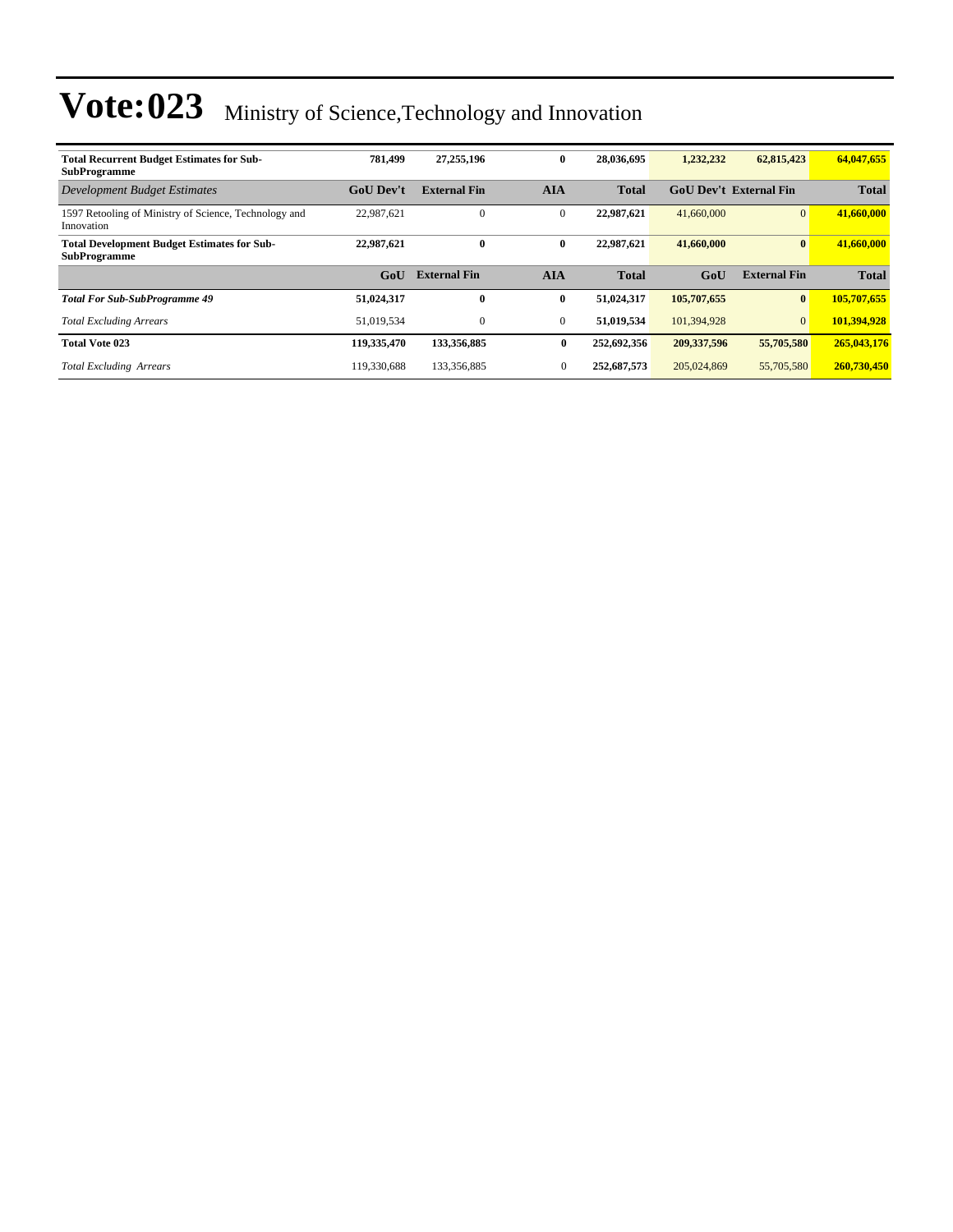# Vote:023 Ministry of Science,Technology and Innovation

| | | | | | | | |
|---|---|---|---|---|---|---|---|
| **Total Recurrent Budget Estimates for Sub-SubProgramme** | **781,499** | **27,255,196** | **0** | **28,036,695** | **1,232,232** | **62,815,423** | **64,047,655** |
| *Development Budget Estimates* | **GoU Dev't** | **External Fin** | **AIA** | **Total** | **GoU Dev't** | **External Fin** | **Total** |
| 1597 Retooling of Ministry of Science, Technology and Innovation | 22,987,621 | 0 | 0 | **22,987,621** | 41,660,000 | 0 | **41,660,000** |
| **Total Development Budget Estimates for Sub-SubProgramme** | **22,987,621** | **0** | **0** | **22,987,621** | **41,660,000** | **0** | **41,660,000** |
| | **GoU** | **External Fin** | **AIA** | **Total** | **GoU** | **External Fin** | **Total** |
| ***Total For Sub-SubProgramme 49*** | **51,024,317** | **0** | **0** | **51,024,317** | **105,707,655** | **0** | **105,707,655** |
| *Total Excluding Arrears* | 51,019,534 | 0 | 0 | **51,019,534** | 101,394,928 | 0 | **101,394,928** |
| **Total Vote 023** | **119,335,470** | **133,356,885** | **0** | **252,692,356** | **209,337,596** | **55,705,580** | **265,043,176** |
| *Total Excluding Arrears* | 119,330,688 | 133,356,885 | 0 | **252,687,573** | 205,024,869 | 55,705,580 | **260,730,450** |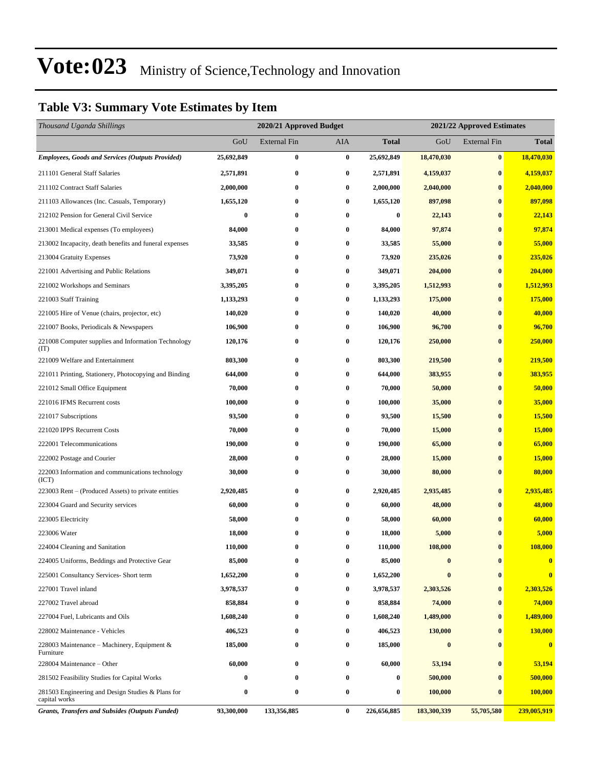# Vote:023 Ministry of Science,Technology and Innovation

## Table V3: Summary Vote Estimates by Item

| Thousand Uganda Shillings | 2020/21 Approved Budget | | | | 2021/22 Approved Estimates | | |
|---|---|---|---|---|---|---|---|
| | GoU | External Fin | AIA | Total | GoU | External Fin | Total |
| ***Employees, Goods and Services (Outputs Provided)*** | **25,692,849** | **0** | **0** | **25,692,849** | **18,470,030** | **0** | **18,470,030** |
| 211101 General Staff Salaries | **2,571,891** | **0** | **0** | **2,571,891** | **4,159,037** | **0** | **4,159,037** |
| 211102 Contract Staff Salaries | **2,000,000** | **0** | **0** | **2,000,000** | **2,040,000** | **0** | **2,040,000** |
| 211103 Allowances (Inc. Casuals, Temporary) | **1,655,120** | **0** | **0** | **1,655,120** | **897,098** | **0** | **897,098** |
| 212102 Pension for General Civil Service | **0** | **0** | **0** | **0** | **22,143** | **0** | **22,143** |
| 213001 Medical expenses (To employees) | **84,000** | **0** | **0** | **84,000** | **97,874** | **0** | **97,874** |
| 213002 Incapacity, death benefits and funeral expenses | **33,585** | **0** | **0** | **33,585** | **55,000** | **0** | **55,000** |
| 213004 Gratuity Expenses | **73,920** | **0** | **0** | **73,920** | **235,026** | **0** | **235,026** |
| 221001 Advertising and Public Relations | **349,071** | **0** | **0** | **349,071** | **204,000** | **0** | **204,000** |
| 221002 Workshops and Seminars | **3,395,205** | **0** | **0** | **3,395,205** | **1,512,993** | **0** | **1,512,993** |
| 221003 Staff Training | **1,133,293** | **0** | **0** | **1,133,293** | **175,000** | **0** | **175,000** |
| 221005 Hire of Venue (chairs, projector, etc) | **140,020** | **0** | **0** | **140,020** | **40,000** | **0** | **40,000** |
| 221007 Books, Periodicals & Newspapers | **106,900** | **0** | **0** | **106,900** | **96,700** | **0** | **96,700** |
| 221008 Computer supplies and Information Technology (IT) | **120,176** | **0** | **0** | **120,176** | **250,000** | **0** | **250,000** |
| 221009 Welfare and Entertainment | **803,300** | **0** | **0** | **803,300** | **219,500** | **0** | **219,500** |
| 221011 Printing, Stationery, Photocopying and Binding | **644,000** | **0** | **0** | **644,000** | **383,955** | **0** | **383,955** |
| 221012 Small Office Equipment | **70,000** | **0** | **0** | **70,000** | **50,000** | **0** | **50,000** |
| 221016 IFMS Recurrent costs | **100,000** | **0** | **0** | **100,000** | **35,000** | **0** | **35,000** |
| 221017 Subscriptions | **93,500** | **0** | **0** | **93,500** | **15,500** | **0** | **15,500** |
| 221020 IPPS Recurrent Costs | **70,000** | **0** | **0** | **70,000** | **15,000** | **0** | **15,000** |
| 222001 Telecommunications | **190,000** | **0** | **0** | **190,000** | **65,000** | **0** | **65,000** |
| 222002 Postage and Courier | **28,000** | **0** | **0** | **28,000** | **15,000** | **0** | **15,000** |
| 222003 Information and communications technology (ICT) | **30,000** | **0** | **0** | **30,000** | **80,000** | **0** | **80,000** |
| 223003 Rent – (Produced Assets) to private entities | **2,920,485** | **0** | **0** | **2,920,485** | **2,935,485** | **0** | **2,935,485** |
| 223004 Guard and Security services | **60,000** | **0** | **0** | **60,000** | **48,000** | **0** | **48,000** |
| 223005 Electricity | **58,000** | **0** | **0** | **58,000** | **60,000** | **0** | **60,000** |
| 223006 Water | **18,000** | **0** | **0** | **18,000** | **5,000** | **0** | **5,000** |
| 224004 Cleaning and Sanitation | **110,000** | **0** | **0** | **110,000** | **108,000** | **0** | **108,000** |
| 224005 Uniforms, Beddings and Protective Gear | **85,000** | **0** | **0** | **85,000** | **0** | **0** | **0** |
| 225001 Consultancy Services- Short term | **1,652,200** | **0** | **0** | **1,652,200** | **0** | **0** | **0** |
| 227001 Travel inland | **3,978,537** | **0** | **0** | **3,978,537** | **2,303,526** | **0** | **2,303,526** |
| 227002 Travel abroad | **858,884** | **0** | **0** | **858,884** | **74,000** | **0** | **74,000** |
| 227004 Fuel, Lubricants and Oils | **1,608,240** | **0** | **0** | **1,608,240** | **1,489,000** | **0** | **1,489,000** |
| 228002 Maintenance - Vehicles | **406,523** | **0** | **0** | **406,523** | **130,000** | **0** | **130,000** |
| 228003 Maintenance – Machinery, Equipment & Furniture | **185,000** | **0** | **0** | **185,000** | **0** | **0** | **0** |
| 228004 Maintenance – Other | **60,000** | **0** | **0** | **60,000** | **53,194** | **0** | **53,194** |
| 281502 Feasibility Studies for Capital Works | **0** | **0** | **0** | **0** | **500,000** | **0** | **500,000** |
| 281503 Engineering and Design Studies & Plans for capital works | **0** | **0** | **0** | **0** | **100,000** | **0** | **100,000** |
| ***Grants, Transfers and Subsides (Outputs Funded)*** | **93,300,000** | **133,356,885** | **0** | **226,656,885** | **183,300,339** | **55,705,580** | **239,005,919** |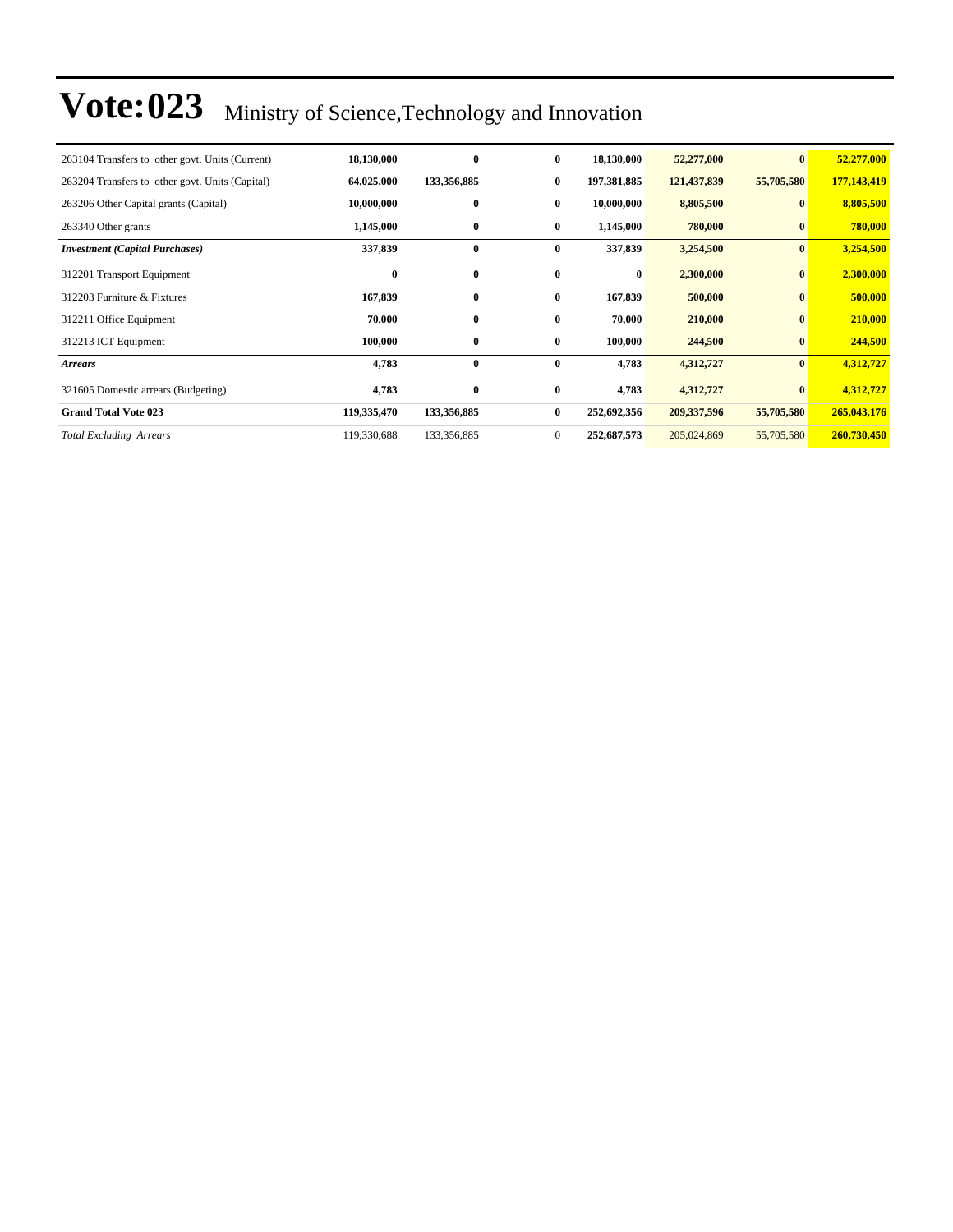# Vote:023 Ministry of Science,Technology and Innovation

| | | | | | | | |
|---|---|---|---|---|---|---|---|
| 263104 Transfers to other govt. Units (Current) | **18,130,000** | **0** | **0** | **18,130,000** | **52,277,000** | **0** | **52,277,000** |
| 263204 Transfers to other govt. Units (Capital) | **64,025,000** | **133,356,885** | **0** | **197,381,885** | **121,437,839** | **55,705,580** | **177,143,419** |
| 263206 Other Capital grants (Capital) | **10,000,000** | **0** | **0** | **10,000,000** | **8,805,500** | **0** | **8,805,500** |
| 263340 Other grants | **1,145,000** | **0** | **0** | **1,145,000** | **780,000** | **0** | **780,000** |
| ***Investment (Capital Purchases)*** | **337,839** | **0** | **0** | **337,839** | **3,254,500** | **0** | **3,254,500** |
| 312201 Transport Equipment | **0** | **0** | **0** | **0** | **2,300,000** | **0** | **2,300,000** |
| 312203 Furniture & Fixtures | **167,839** | **0** | **0** | **167,839** | **500,000** | **0** | **500,000** |
| 312211 Office Equipment | **70,000** | **0** | **0** | **70,000** | **210,000** | **0** | **210,000** |
| 312213 ICT Equipment | **100,000** | **0** | **0** | **100,000** | **244,500** | **0** | **244,500** |
| ***Arrears*** | **4,783** | **0** | **0** | **4,783** | **4,312,727** | **0** | **4,312,727** |
| 321605 Domestic arrears (Budgeting) | **4,783** | **0** | **0** | **4,783** | **4,312,727** | **0** | **4,312,727** |
| **Grand Total Vote 023** | **119,335,470** | **133,356,885** | **0** | **252,692,356** | **209,337,596** | **55,705,580** | **265,043,176** |
| *Total Excluding Arrears* | 119,330,688 | 133,356,885 | 0 | **252,687,573** | 205,024,869 | 55,705,580 | **260,730,450** |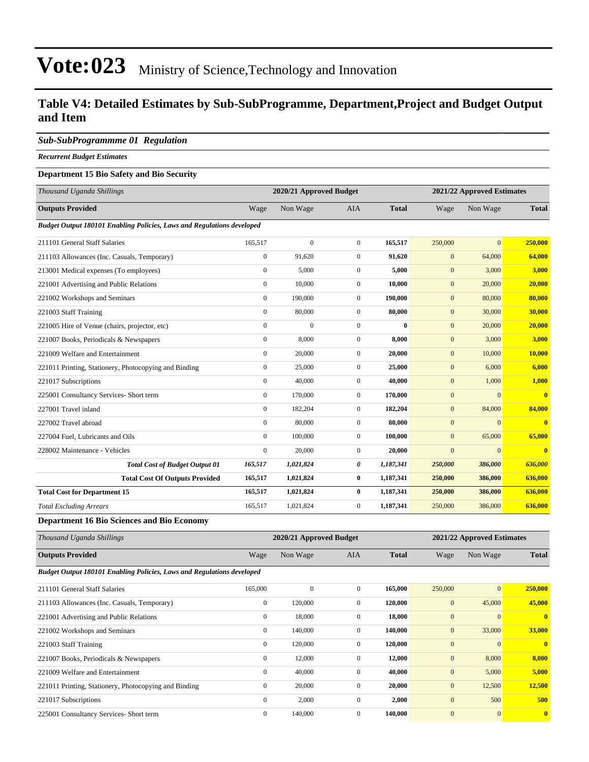# Vote:023 Ministry of Science,Technology and Innovation

## Table V4: Detailed Estimates by Sub-SubProgramme, Department,Project and Budget Output and Item

### *Sub-SubProgrammme 01 Regulation*

***Recurrent Budget Estimates***

**Department 15 Bio Safety and Bio Security**

| *Thousand Uganda Shillings* | 2020/21 Approved Budget | | | | 2021/22 Approved Estimates | | |
|---|---|---|---|---|---|---|---|
| **Outputs Provided** | Wage | Non Wage | AIA | **Total** | Wage | Non Wage | **Total** |
| ***Budget Output 180101 Enabling Policies, Laws and Regulations developed*** | | | | | | | |
| 211101 General Staff Salaries | 165,517 | 0 | 0 | **165,517** | 250,000 | 0 | **250,000** |
| 211103 Allowances (Inc. Casuals, Temporary) | 0 | 91,620 | 0 | **91,620** | 0 | 64,000 | **64,000** |
| 213001 Medical expenses (To employees) | 0 | 5,000 | 0 | **5,000** | 0 | 3,000 | **3,000** |
| 221001 Advertising and Public Relations | 0 | 10,000 | 0 | **10,000** | 0 | 20,000 | **20,000** |
| 221002 Workshops and Seminars | 0 | 190,000 | 0 | **190,000** | 0 | 80,000 | **80,000** |
| 221003 Staff Training | 0 | 80,000 | 0 | **80,000** | 0 | 30,000 | **30,000** |
| 221005 Hire of Venue (chairs, projector, etc) | 0 | 0 | 0 | **0** | 0 | 20,000 | **20,000** |
| 221007 Books, Periodicals & Newspapers | 0 | 8,000 | 0 | **8,000** | 0 | 3,000 | **3,000** |
| 221009 Welfare and Entertainment | 0 | 20,000 | 0 | **20,000** | 0 | 10,000 | **10,000** |
| 221011 Printing, Stationery, Photocopying and Binding | 0 | 25,000 | 0 | **25,000** | 0 | 6,000 | **6,000** |
| 221017 Subscriptions | 0 | 40,000 | 0 | **40,000** | 0 | 1,000 | **1,000** |
| 225001 Consultancy Services- Short term | 0 | 170,000 | 0 | **170,000** | 0 | 0 | **0** |
| 227001 Travel inland | 0 | 182,204 | 0 | **182,204** | 0 | 84,000 | **84,000** |
| 227002 Travel abroad | 0 | 80,000 | 0 | **80,000** | 0 | 0 | **0** |
| 227004 Fuel, Lubricants and Oils | 0 | 100,000 | 0 | **100,000** | 0 | 65,000 | **65,000** |
| 228002 Maintenance - Vehicles | 0 | 20,000 | 0 | **20,000** | 0 | 0 | **0** |
| ***Total Cost of Budget Output 01*** | ***165,517*** | ***1,021,824*** | ***0*** | ***1,187,341*** | ***250,000*** | ***386,000*** | ***636,000*** |
| **Total Cost Of Outputs Provided** | **165,517** | **1,021,824** | **0** | **1,187,341** | **250,000** | **386,000** | **636,000** |
| **Total Cost for Department 15** | **165,517** | **1,021,824** | **0** | **1,187,341** | **250,000** | **386,000** | **636,000** |
| *Total Excluding Arrears* | 165,517 | 1,021,824 | 0 | **1,187,341** | 250,000 | 386,000 | **636,000** |

**Department 16 Bio Sciences and Bio Economy**

| *Thousand Uganda Shillings* | 2020/21 Approved Budget | | | | 2021/22 Approved Estimates | | |
|---|---|---|---|---|---|---|---|
| **Outputs Provided** | Wage | Non Wage | AIA | **Total** | Wage | Non Wage | **Total** |
| ***Budget Output 180101 Enabling Policies, Laws and Regulations developed*** | | | | | | | |
| 211101 General Staff Salaries | 165,000 | 0 | 0 | **165,000** | 250,000 | 0 | **250,000** |
| 211103 Allowances (Inc. Casuals, Temporary) | 0 | 120,000 | 0 | **120,000** | 0 | 45,000 | **45,000** |
| 221001 Advertising and Public Relations | 0 | 18,000 | 0 | **18,000** | 0 | 0 | **0** |
| 221002 Workshops and Seminars | 0 | 140,000 | 0 | **140,000** | 0 | 33,000 | **33,000** |
| 221003 Staff Training | 0 | 120,000 | 0 | **120,000** | 0 | 0 | **0** |
| 221007 Books, Periodicals & Newspapers | 0 | 12,000 | 0 | **12,000** | 0 | 8,000 | **8,000** |
| 221009 Welfare and Entertainment | 0 | 40,000 | 0 | **40,000** | 0 | 5,000 | **5,000** |
| 221011 Printing, Stationery, Photocopying and Binding | 0 | 20,000 | 0 | **20,000** | 0 | 12,500 | **12,500** |
| 221017 Subscriptions | 0 | 2,000 | 0 | **2,000** | 0 | 500 | **500** |
| 225001 Consultancy Services- Short term | 0 | 140,000 | 0 | **140,000** | 0 | 0 | **0** |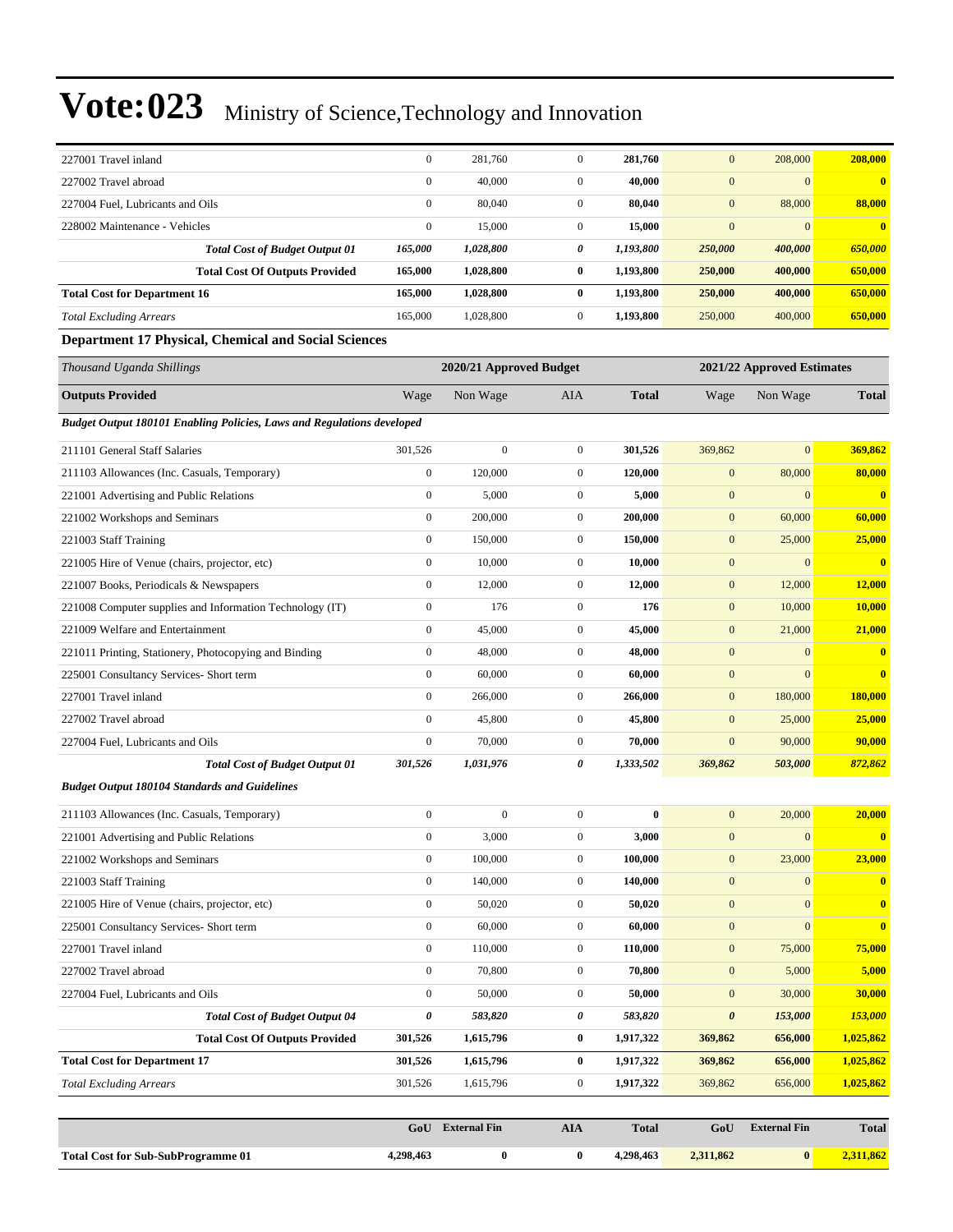# Vote:023 Ministry of Science,Technology and Innovation

| | | | | | | | |
|---|---|---|---|---|---|---|---|
| 227001 Travel inland | 0 | 281,760 | 0 | **281,760** | 0 | 208,000 | **208,000** |
| 227002 Travel abroad | 0 | 40,000 | 0 | **40,000** | 0 | 0 | **0** |
| 227004 Fuel, Lubricants and Oils | 0 | 80,040 | 0 | **80,040** | 0 | 88,000 | **88,000** |
| 228002 Maintenance - Vehicles | 0 | 15,000 | 0 | **15,000** | 0 | 0 | **0** |
| ***Total Cost of Budget Output 01*** | ***165,000*** | ***1,028,800*** | ***0*** | ***1,193,800*** | ***250,000*** | ***400,000*** | ***650,000*** |
| **Total Cost Of Outputs Provided** | **165,000** | **1,028,800** | **0** | **1,193,800** | **250,000** | **400,000** | **650,000** |
| **Total Cost for Department 16** | **165,000** | **1,028,800** | **0** | **1,193,800** | **250,000** | **400,000** | **650,000** |
| *Total Excluding Arrears* | 165,000 | 1,028,800 | 0 | **1,193,800** | 250,000 | 400,000 | **650,000** |

**Department 17 Physical, Chemical and Social Sciences**

| *Thousand Uganda Shillings* | 2020/21 Approved Budget | | | | 2021/22 Approved Estimates | | |
|---|---|---|---|---|---|---|---|
| **Outputs Provided** | Wage | Non Wage | AIA | **Total** | Wage | Non Wage | **Total** |
| ***Budget Output 180101 Enabling Policies, Laws and Regulations developed*** | | | | | | | |
| 211101 General Staff Salaries | 301,526 | 0 | 0 | **301,526** | 369,862 | 0 | **369,862** |
| 211103 Allowances (Inc. Casuals, Temporary) | 0 | 120,000 | 0 | **120,000** | 0 | 80,000 | **80,000** |
| 221001 Advertising and Public Relations | 0 | 5,000 | 0 | **5,000** | 0 | 0 | **0** |
| 221002 Workshops and Seminars | 0 | 200,000 | 0 | **200,000** | 0 | 60,000 | **60,000** |
| 221003 Staff Training | 0 | 150,000 | 0 | **150,000** | 0 | 25,000 | **25,000** |
| 221005 Hire of Venue (chairs, projector, etc) | 0 | 10,000 | 0 | **10,000** | 0 | 0 | **0** |
| 221007 Books, Periodicals & Newspapers | 0 | 12,000 | 0 | **12,000** | 0 | 12,000 | **12,000** |
| 221008 Computer supplies and Information Technology (IT) | 0 | 176 | 0 | **176** | 0 | 10,000 | **10,000** |
| 221009 Welfare and Entertainment | 0 | 45,000 | 0 | **45,000** | 0 | 21,000 | **21,000** |
| 221011 Printing, Stationery, Photocopying and Binding | 0 | 48,000 | 0 | **48,000** | 0 | 0 | **0** |
| 225001 Consultancy Services- Short term | 0 | 60,000 | 0 | **60,000** | 0 | 0 | **0** |
| 227001 Travel inland | 0 | 266,000 | 0 | **266,000** | 0 | 180,000 | **180,000** |
| 227002 Travel abroad | 0 | 45,800 | 0 | **45,800** | 0 | 25,000 | **25,000** |
| 227004 Fuel, Lubricants and Oils | 0 | 70,000 | 0 | **70,000** | 0 | 90,000 | **90,000** |
| ***Total Cost of Budget Output 01*** | ***301,526*** | ***1,031,976*** | ***0*** | ***1,333,502*** | ***369,862*** | ***503,000*** | ***872,862*** |
| ***Budget Output 180104 Standards and Guidelines*** | | | | | | | |
| 211103 Allowances (Inc. Casuals, Temporary) | 0 | 0 | 0 | **0** | 0 | 20,000 | **20,000** |
| 221001 Advertising and Public Relations | 0 | 3,000 | 0 | **3,000** | 0 | 0 | **0** |
| 221002 Workshops and Seminars | 0 | 100,000 | 0 | **100,000** | 0 | 23,000 | **23,000** |
| 221003 Staff Training | 0 | 140,000 | 0 | **140,000** | 0 | 0 | **0** |
| 221005 Hire of Venue (chairs, projector, etc) | 0 | 50,020 | 0 | **50,020** | 0 | 0 | **0** |
| 225001 Consultancy Services- Short term | 0 | 60,000 | 0 | **60,000** | 0 | 0 | **0** |
| 227001 Travel inland | 0 | 110,000 | 0 | **110,000** | 0 | 75,000 | **75,000** |
| 227002 Travel abroad | 0 | 70,800 | 0 | **70,800** | 0 | 5,000 | **5,000** |
| 227004 Fuel, Lubricants and Oils | 0 | 50,000 | 0 | **50,000** | 0 | 30,000 | **30,000** |
| ***Total Cost of Budget Output 04*** | ***0*** | ***583,820*** | ***0*** | ***583,820*** | ***0*** | ***153,000*** | ***153,000*** |
| **Total Cost Of Outputs Provided** | **301,526** | **1,615,796** | **0** | **1,917,322** | **369,862** | **656,000** | **1,025,862** |
| **Total Cost for Department 17** | **301,526** | **1,615,796** | **0** | **1,917,322** | **369,862** | **656,000** | **1,025,862** |
| *Total Excluding Arrears* | 301,526 | 1,615,796 | 0 | **1,917,322** | 369,862 | 656,000 | **1,025,862** |

| | GoU | External Fin | AIA | Total | GoU | External Fin | Total |
|---|---|---|---|---|---|---|---|
| **Total Cost for Sub-SubProgramme 01** | **4,298,463** | **0** | **0** | **4,298,463** | **2,311,862** | **0** | **2,311,862** |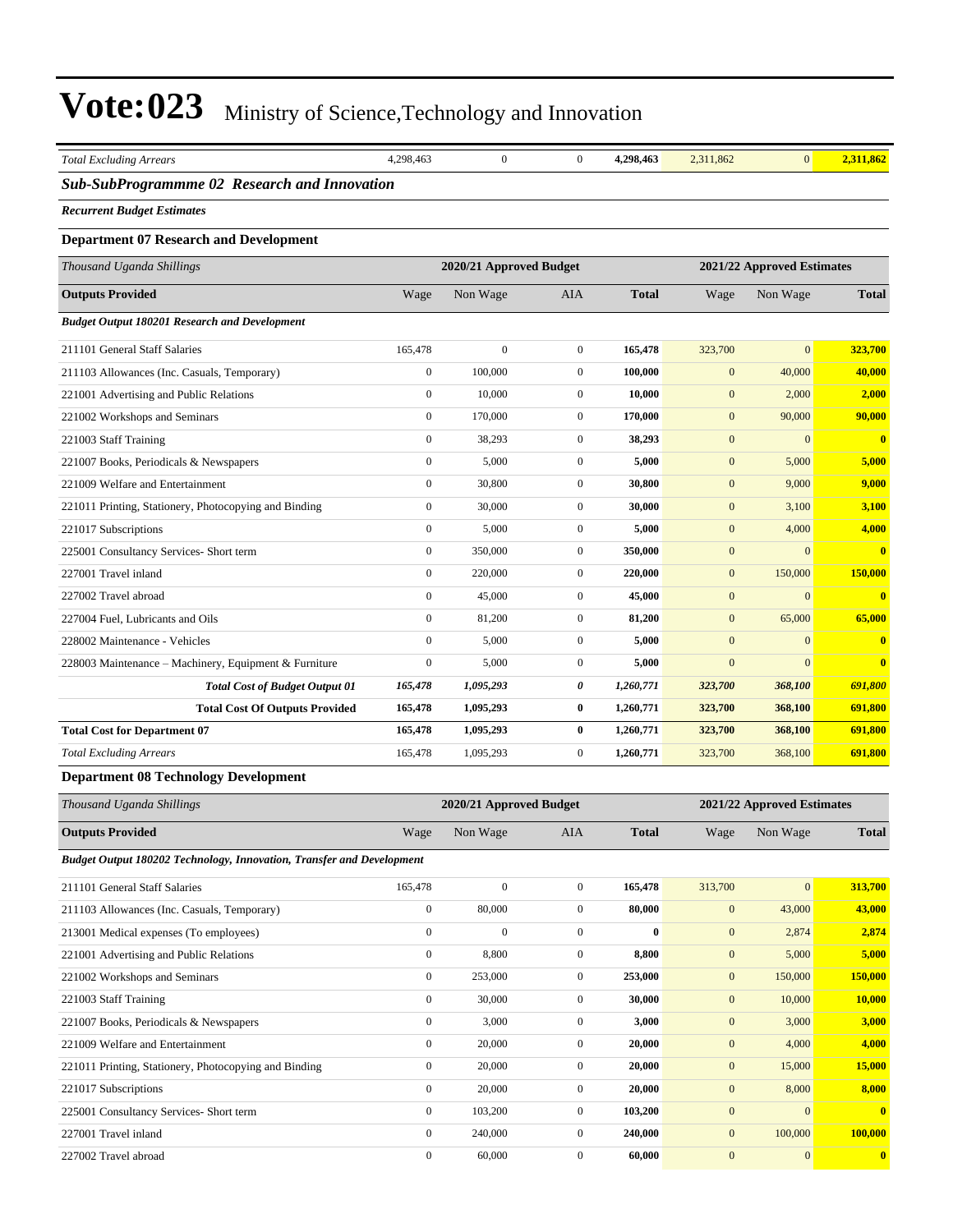| *Total Excluding Arrears* | 4,298,463 | 0 | 0 | **4,298,463** | 2,311,862 | 0 | **2,311,862** |
|---|---|---|---|---|---|---|---|

## *Sub-SubProgrammme 02 Research and Innovation*

***Recurrent Budget Estimates***

### Department 07 Research and Development

| *Thousand Uganda Shillings* | 2020/21 Approved Budget | | | | 2021/22 Approved Estimates | | |
|---|---|---|---|---|---|---|---|
| **Outputs Provided** | Wage | Non Wage | AIA | **Total** | Wage | Non Wage | **Total** |
| ***Budget Output 180201 Research and Development*** | | | | | | | |
| 211101 General Staff Salaries | 165,478 | 0 | 0 | **165,478** | 323,700 | 0 | **323,700** |
| 211103 Allowances (Inc. Casuals, Temporary) | 0 | 100,000 | 0 | **100,000** | 0 | 40,000 | **40,000** |
| 221001 Advertising and Public Relations | 0 | 10,000 | 0 | **10,000** | 0 | 2,000 | **2,000** |
| 221002 Workshops and Seminars | 0 | 170,000 | 0 | **170,000** | 0 | 90,000 | **90,000** |
| 221003 Staff Training | 0 | 38,293 | 0 | **38,293** | 0 | 0 | **0** |
| 221007 Books, Periodicals & Newspapers | 0 | 5,000 | 0 | **5,000** | 0 | 5,000 | **5,000** |
| 221009 Welfare and Entertainment | 0 | 30,800 | 0 | **30,800** | 0 | 9,000 | **9,000** |
| 221011 Printing, Stationery, Photocopying and Binding | 0 | 30,000 | 0 | **30,000** | 0 | 3,100 | **3,100** |
| 221017 Subscriptions | 0 | 5,000 | 0 | **5,000** | 0 | 4,000 | **4,000** |
| 225001 Consultancy Services- Short term | 0 | 350,000 | 0 | **350,000** | 0 | 0 | **0** |
| 227001 Travel inland | 0 | 220,000 | 0 | **220,000** | 0 | 150,000 | **150,000** |
| 227002 Travel abroad | 0 | 45,000 | 0 | **45,000** | 0 | 0 | **0** |
| 227004 Fuel, Lubricants and Oils | 0 | 81,200 | 0 | **81,200** | 0 | 65,000 | **65,000** |
| 228002 Maintenance - Vehicles | 0 | 5,000 | 0 | **5,000** | 0 | 0 | **0** |
| 228003 Maintenance – Machinery, Equipment & Furniture | 0 | 5,000 | 0 | **5,000** | 0 | 0 | **0** |
| ***Total Cost of Budget Output 01*** | ***165,478*** | ***1,095,293*** | ***0*** | ***1,260,771*** | ***323,700*** | ***368,100*** | ***691,800*** |
| **Total Cost Of Outputs Provided** | **165,478** | **1,095,293** | **0** | **1,260,771** | **323,700** | **368,100** | **691,800** |
| **Total Cost for Department 07** | **165,478** | **1,095,293** | **0** | **1,260,771** | **323,700** | **368,100** | **691,800** |
| *Total Excluding Arrears* | 165,478 | 1,095,293 | 0 | **1,260,771** | 323,700 | 368,100 | **691,800** |

### Department 08 Technology Development

| *Thousand Uganda Shillings* | 2020/21 Approved Budget | | | | 2021/22 Approved Estimates | | |
|---|---|---|---|---|---|---|---|
| **Outputs Provided** | Wage | Non Wage | AIA | **Total** | Wage | Non Wage | **Total** |
| ***Budget Output 180202 Technology, Innovation, Transfer and Development*** | | | | | | | |
| 211101 General Staff Salaries | 165,478 | 0 | 0 | **165,478** | 313,700 | 0 | **313,700** |
| 211103 Allowances (Inc. Casuals, Temporary) | 0 | 80,000 | 0 | **80,000** | 0 | 43,000 | **43,000** |
| 213001 Medical expenses (To employees) | 0 | 0 | 0 | **0** | 0 | 2,874 | **2,874** |
| 221001 Advertising and Public Relations | 0 | 8,800 | 0 | **8,800** | 0 | 5,000 | **5,000** |
| 221002 Workshops and Seminars | 0 | 253,000 | 0 | **253,000** | 0 | 150,000 | **150,000** |
| 221003 Staff Training | 0 | 30,000 | 0 | **30,000** | 0 | 10,000 | **10,000** |
| 221007 Books, Periodicals & Newspapers | 0 | 3,000 | 0 | **3,000** | 0 | 3,000 | **3,000** |
| 221009 Welfare and Entertainment | 0 | 20,000 | 0 | **20,000** | 0 | 4,000 | **4,000** |
| 221011 Printing, Stationery, Photocopying and Binding | 0 | 20,000 | 0 | **20,000** | 0 | 15,000 | **15,000** |
| 221017 Subscriptions | 0 | 20,000 | 0 | **20,000** | 0 | 8,000 | **8,000** |
| 225001 Consultancy Services- Short term | 0 | 103,200 | 0 | **103,200** | 0 | 0 | **0** |
| 227001 Travel inland | 0 | 240,000 | 0 | **240,000** | 0 | 100,000 | **100,000** |
| 227002 Travel abroad | 0 | 60,000 | 0 | **60,000** | 0 | 0 | **0** |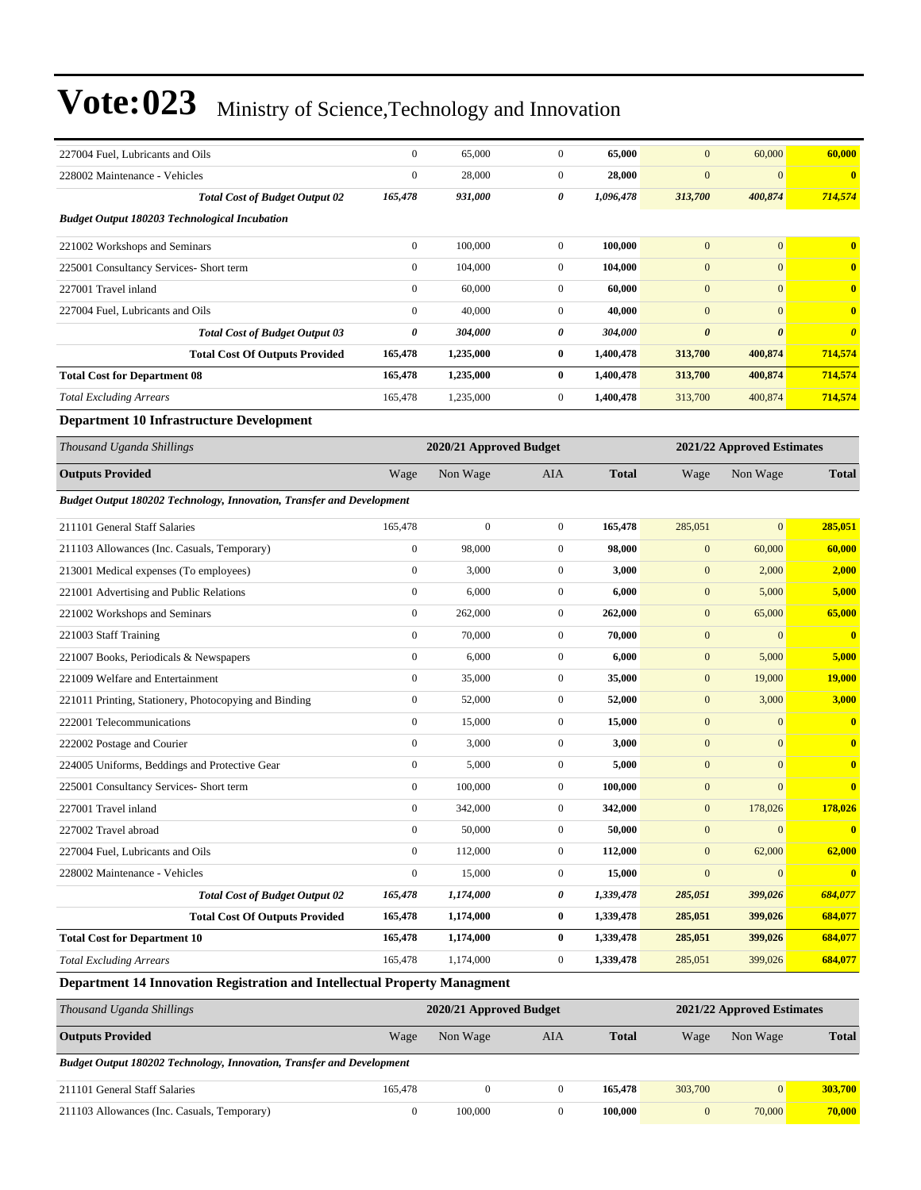| | | | | | | | |
|---|---|---|---|---|---|---|---|
| 227004 Fuel, Lubricants and Oils | 0 | 65,000 | 0 | **65,000** | 0 | 60,000 | **60,000** |
| 228002 Maintenance - Vehicles | 0 | 28,000 | 0 | **28,000** | 0 | 0 | **0** |
| ***Total Cost of Budget Output 02*** | ***165,478*** | ***931,000*** | ***0*** | ***1,096,478*** | ***313,700*** | ***400,874*** | ***714,574*** |
| ***Budget Output 180203 Technological Incubation*** | | | | | | | |
| 221002 Workshops and Seminars | 0 | 100,000 | 0 | **100,000** | 0 | 0 | **0** |
| 225001 Consultancy Services- Short term | 0 | 104,000 | 0 | **104,000** | 0 | 0 | **0** |
| 227001 Travel inland | 0 | 60,000 | 0 | **60,000** | 0 | 0 | **0** |
| 227004 Fuel, Lubricants and Oils | 0 | 40,000 | 0 | **40,000** | 0 | 0 | **0** |
| ***Total Cost of Budget Output 03*** | ***0*** | ***304,000*** | ***0*** | ***304,000*** | ***0*** | ***0*** | ***0*** |
| **Total Cost Of Outputs Provided** | **165,478** | **1,235,000** | **0** | **1,400,478** | **313,700** | **400,874** | **714,574** |
| **Total Cost for Department 08** | **165,478** | **1,235,000** | **0** | **1,400,478** | **313,700** | **400,874** | **714,574** |
| *Total Excluding Arrears* | 165,478 | 1,235,000 | 0 | **1,400,478** | 313,700 | 400,874 | **714,574** |

**Department 10 Infrastructure Development**

| *Thousand Uganda Shillings* | 2020/21 Approved Budget | | | | 2021/22 Approved Estimates | | |
|---|---|---|---|---|---|---|---|
| **Outputs Provided** | Wage | Non Wage | AIA | **Total** | Wage | Non Wage | **Total** |
| ***Budget Output 180202 Technology, Innovation, Transfer and Development*** | | | | | | | |
| 211101 General Staff Salaries | 165,478 | 0 | 0 | **165,478** | 285,051 | 0 | **285,051** |
| 211103 Allowances (Inc. Casuals, Temporary) | 0 | 98,000 | 0 | **98,000** | 0 | 60,000 | **60,000** |
| 213001 Medical expenses (To employees) | 0 | 3,000 | 0 | **3,000** | 0 | 2,000 | **2,000** |
| 221001 Advertising and Public Relations | 0 | 6,000 | 0 | **6,000** | 0 | 5,000 | **5,000** |
| 221002 Workshops and Seminars | 0 | 262,000 | 0 | **262,000** | 0 | 65,000 | **65,000** |
| 221003 Staff Training | 0 | 70,000 | 0 | **70,000** | 0 | 0 | **0** |
| 221007 Books, Periodicals & Newspapers | 0 | 6,000 | 0 | **6,000** | 0 | 5,000 | **5,000** |
| 221009 Welfare and Entertainment | 0 | 35,000 | 0 | **35,000** | 0 | 19,000 | **19,000** |
| 221011 Printing, Stationery, Photocopying and Binding | 0 | 52,000 | 0 | **52,000** | 0 | 3,000 | **3,000** |
| 222001 Telecommunications | 0 | 15,000 | 0 | **15,000** | 0 | 0 | **0** |
| 222002 Postage and Courier | 0 | 3,000 | 0 | **3,000** | 0 | 0 | **0** |
| 224005 Uniforms, Beddings and Protective Gear | 0 | 5,000 | 0 | **5,000** | 0 | 0 | **0** |
| 225001 Consultancy Services- Short term | 0 | 100,000 | 0 | **100,000** | 0 | 0 | **0** |
| 227001 Travel inland | 0 | 342,000 | 0 | **342,000** | 0 | 178,026 | **178,026** |
| 227002 Travel abroad | 0 | 50,000 | 0 | **50,000** | 0 | 0 | **0** |
| 227004 Fuel, Lubricants and Oils | 0 | 112,000 | 0 | **112,000** | 0 | 62,000 | **62,000** |
| 228002 Maintenance - Vehicles | 0 | 15,000 | 0 | **15,000** | 0 | 0 | **0** |
| ***Total Cost of Budget Output 02*** | ***165,478*** | ***1,174,000*** | ***0*** | ***1,339,478*** | ***285,051*** | ***399,026*** | ***684,077*** |
| **Total Cost Of Outputs Provided** | **165,478** | **1,174,000** | **0** | **1,339,478** | **285,051** | **399,026** | **684,077** |
| **Total Cost for Department 10** | **165,478** | **1,174,000** | **0** | **1,339,478** | **285,051** | **399,026** | **684,077** |
| *Total Excluding Arrears* | 165,478 | 1,174,000 | 0 | **1,339,478** | 285,051 | 399,026 | **684,077** |

**Department 14 Innovation Registration and Intellectual Property Managment**

| *Thousand Uganda Shillings* | 2020/21 Approved Budget | | | | 2021/22 Approved Estimates | | |
|---|---|---|---|---|---|---|---|
| **Outputs Provided** | Wage | Non Wage | AIA | **Total** | Wage | Non Wage | **Total** |
| ***Budget Output 180202 Technology, Innovation, Transfer and Development*** | | | | | | | |
| 211101 General Staff Salaries | 165,478 | 0 | 0 | **165,478** | 303,700 | 0 | **303,700** |
| 211103 Allowances (Inc. Casuals, Temporary) | 0 | 100,000 | 0 | **100,000** | 0 | 70,000 | **70,000** |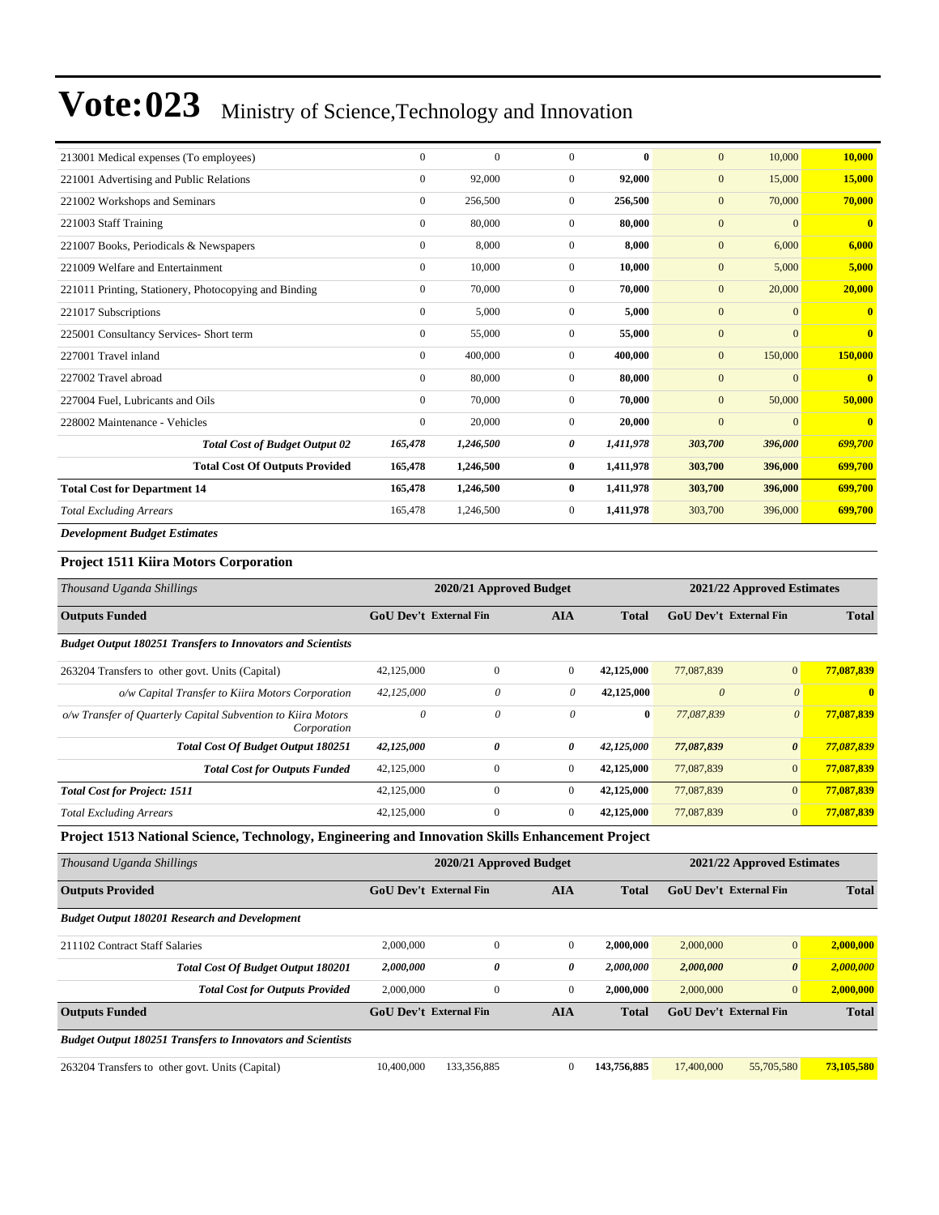# Vote:023 Ministry of Science,Technology and Innovation

| | | | | | | | |
|---|---|---|---|---|---|---|---|
| 213001 Medical expenses (To employees) | 0 | 0 | 0 | **0** | 0 | 10,000 | **10,000** |
| 221001 Advertising and Public Relations | 0 | 92,000 | 0 | **92,000** | 0 | 15,000 | **15,000** |
| 221002 Workshops and Seminars | 0 | 256,500 | 0 | **256,500** | 0 | 70,000 | **70,000** |
| 221003 Staff Training | 0 | 80,000 | 0 | **80,000** | 0 | 0 | **0** |
| 221007 Books, Periodicals & Newspapers | 0 | 8,000 | 0 | **8,000** | 0 | 6,000 | **6,000** |
| 221009 Welfare and Entertainment | 0 | 10,000 | 0 | **10,000** | 0 | 5,000 | **5,000** |
| 221011 Printing, Stationery, Photocopying and Binding | 0 | 70,000 | 0 | **70,000** | 0 | 20,000 | **20,000** |
| 221017 Subscriptions | 0 | 5,000 | 0 | **5,000** | 0 | 0 | **0** |
| 225001 Consultancy Services- Short term | 0 | 55,000 | 0 | **55,000** | 0 | 0 | **0** |
| 227001 Travel inland | 0 | 400,000 | 0 | **400,000** | 0 | 150,000 | **150,000** |
| 227002 Travel abroad | 0 | 80,000 | 0 | **80,000** | 0 | 0 | **0** |
| 227004 Fuel, Lubricants and Oils | 0 | 70,000 | 0 | **70,000** | 0 | 50,000 | **50,000** |
| 228002 Maintenance - Vehicles | 0 | 20,000 | 0 | **20,000** | 0 | 0 | **0** |
| ***Total Cost of Budget Output 02*** | ***165,478*** | ***1,246,500*** | ***0*** | ***1,411,978*** | ***303,700*** | ***396,000*** | ***699,700*** |
| **Total Cost Of Outputs Provided** | **165,478** | **1,246,500** | **0** | **1,411,978** | **303,700** | **396,000** | **699,700** |
| **Total Cost for Department 14** | **165,478** | **1,246,500** | **0** | **1,411,978** | **303,700** | **396,000** | **699,700** |
| *Total Excluding Arrears* | 165,478 | 1,246,500 | 0 | **1,411,978** | 303,700 | 396,000 | **699,700** |

***Development Budget Estimates***

### Project 1511 Kiira Motors Corporation

| *Thousand Uganda Shillings* | 2020/21 Approved Budget | | | | 2021/22 Approved Estimates | | |
|---|---|---|---|---|---|---|---|
| **Outputs Funded** | **GoU Dev't** | **External Fin** | **AIA** | **Total** | **GoU Dev't** | **External Fin** | **Total** |
| ***Budget Output 180251 Transfers to Innovators and Scientists*** | | | | | | | |
| 263204 Transfers to other govt. Units (Capital) | 42,125,000 | 0 | 0 | **42,125,000** | 77,087,839 | 0 | **77,087,839** |
| *o/w Capital Transfer to Kiira Motors Corporation* | *42,125,000* | *0* | *0* | **42,125,000** | *0* | *0* | **0** |
| *o/w Transfer of Quarterly Capital Subvention to Kiira Motors Corporation* | *0* | *0* | *0* | **0** | *77,087,839* | *0* | **77,087,839** |
| ***Total Cost Of Budget Output 180251*** | ***42,125,000*** | ***0*** | ***0*** | ***42,125,000*** | ***77,087,839*** | ***0*** | ***77,087,839*** |
| ***Total Cost for Outputs Funded*** | 42,125,000 | 0 | 0 | **42,125,000** | 77,087,839 | 0 | **77,087,839** |
| ***Total Cost for Project: 1511*** | 42,125,000 | 0 | 0 | **42,125,000** | 77,087,839 | 0 | **77,087,839** |
| *Total Excluding Arrears* | 42,125,000 | 0 | 0 | **42,125,000** | 77,087,839 | 0 | **77,087,839** |

### Project 1513 National Science, Technology, Engineering and Innovation Skills Enhancement Project

| *Thousand Uganda Shillings* | 2020/21 Approved Budget | | | | 2021/22 Approved Estimates | | |
|---|---|---|---|---|---|---|---|
| **Outputs Provided** | **GoU Dev't** | **External Fin** | **AIA** | **Total** | **GoU Dev't** | **External Fin** | **Total** |
| ***Budget Output 180201 Research and Development*** | | | | | | | |
| 211102 Contract Staff Salaries | 2,000,000 | 0 | 0 | **2,000,000** | 2,000,000 | 0 | **2,000,000** |
| ***Total Cost Of Budget Output 180201*** | ***2,000,000*** | ***0*** | ***0*** | ***2,000,000*** | ***2,000,000*** | ***0*** | ***2,000,000*** |
| ***Total Cost for Outputs Provided*** | 2,000,000 | 0 | 0 | **2,000,000** | 2,000,000 | 0 | **2,000,000** |
| **Outputs Funded** | **GoU Dev't** | **External Fin** | **AIA** | **Total** | **GoU Dev't** | **External Fin** | **Total** |
| ***Budget Output 180251 Transfers to Innovators and Scientists*** | | | | | | | |
| 263204 Transfers to other govt. Units (Capital) | 10,400,000 | 133,356,885 | 0 | **143,756,885** | 17,400,000 | 55,705,580 | **73,105,580** |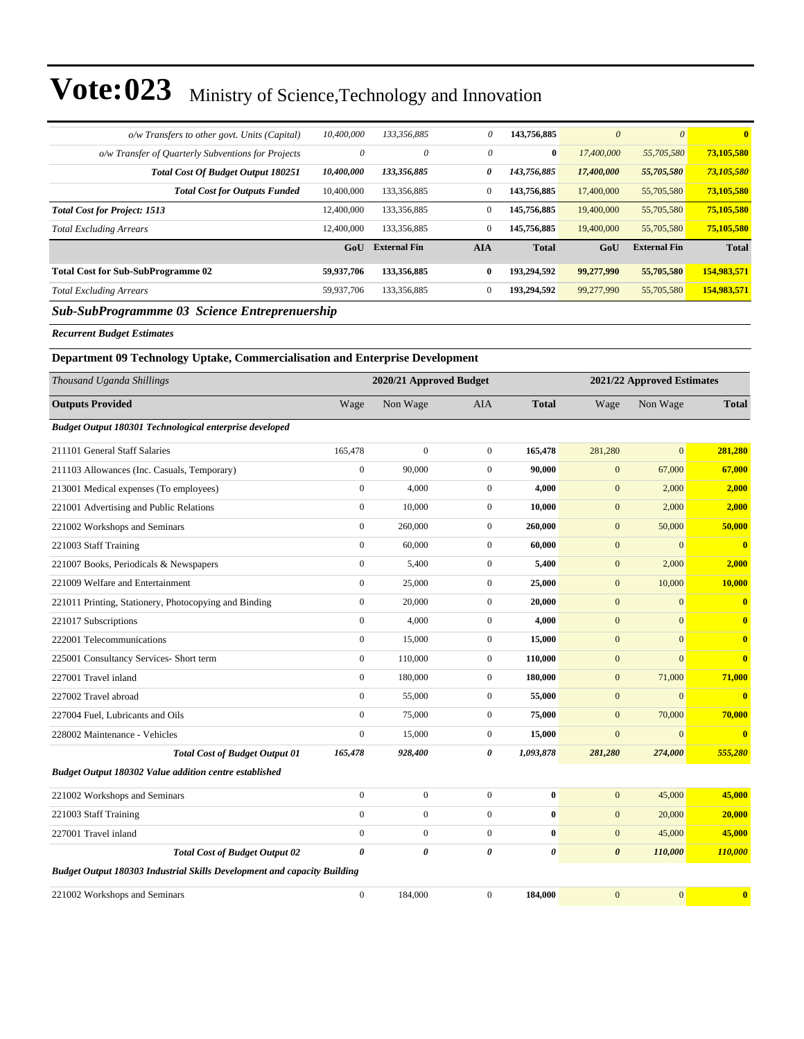# Vote:023 Ministry of Science,Technology and Innovation

| | | | | | | | |
|---|---|---|---|---|---|---|---|
| *o/w Transfers to other govt. Units (Capital)* | *10,400,000* | *133,356,885* | *0* | **143,756,885** | *0* | *0* | **0** |
| *o/w Transfer of Quarterly Subventions for Projects* | *0* | *0* | *0* | **0** | *17,400,000* | *55,705,580* | **73,105,580** |
| ***Total Cost Of Budget Output 180251*** | ***10,400,000*** | ***133,356,885*** | ***0*** | ***143,756,885*** | ***17,400,000*** | ***55,705,580*** | ***73,105,580*** |
| ***Total Cost for Outputs Funded*** | 10,400,000 | 133,356,885 | 0 | **143,756,885** | 17,400,000 | 55,705,580 | **73,105,580** |
| ***Total Cost for Project: 1513*** | 12,400,000 | 133,356,885 | 0 | **145,756,885** | 19,400,000 | 55,705,580 | **75,105,580** |
| *Total Excluding Arrears* | 12,400,000 | 133,356,885 | 0 | **145,756,885** | 19,400,000 | 55,705,580 | **75,105,580** |
| | **GoU** | **External Fin** | **AIA** | **Total** | **GoU** | **External Fin** | **Total** |
| **Total Cost for Sub-SubProgramme 02** | **59,937,706** | **133,356,885** | **0** | **193,294,592** | **99,277,990** | **55,705,580** | **154,983,571** |
| *Total Excluding Arrears* | 59,937,706 | 133,356,885 | 0 | **193,294,592** | 99,277,990 | 55,705,580 | **154,983,571** |

## *Sub-SubProgrammme 03 Science Entreprenuership*

***Recurrent Budget Estimates***

### Department 09 Technology Uptake, Commercialisation and Enterprise Development

| *Thousand Uganda Shillings* | 2020/21 Approved Budget | | | | 2021/22 Approved Estimates | | |
|---|---|---|---|---|---|---|---|
| **Outputs Provided** | Wage | Non Wage | AIA | **Total** | Wage | Non Wage | **Total** |
| ***Budget Output 180301 Technological enterprise developed*** | | | | | | | |
| 211101 General Staff Salaries | 165,478 | 0 | 0 | **165,478** | 281,280 | 0 | **281,280** |
| 211103 Allowances (Inc. Casuals, Temporary) | 0 | 90,000 | 0 | **90,000** | 0 | 67,000 | **67,000** |
| 213001 Medical expenses (To employees) | 0 | 4,000 | 0 | **4,000** | 0 | 2,000 | **2,000** |
| 221001 Advertising and Public Relations | 0 | 10,000 | 0 | **10,000** | 0 | 2,000 | **2,000** |
| 221002 Workshops and Seminars | 0 | 260,000 | 0 | **260,000** | 0 | 50,000 | **50,000** |
| 221003 Staff Training | 0 | 60,000 | 0 | **60,000** | 0 | 0 | **0** |
| 221007 Books, Periodicals & Newspapers | 0 | 5,400 | 0 | **5,400** | 0 | 2,000 | **2,000** |
| 221009 Welfare and Entertainment | 0 | 25,000 | 0 | **25,000** | 0 | 10,000 | **10,000** |
| 221011 Printing, Stationery, Photocopying and Binding | 0 | 20,000 | 0 | **20,000** | 0 | 0 | **0** |
| 221017 Subscriptions | 0 | 4,000 | 0 | **4,000** | 0 | 0 | **0** |
| 222001 Telecommunications | 0 | 15,000 | 0 | **15,000** | 0 | 0 | **0** |
| 225001 Consultancy Services- Short term | 0 | 110,000 | 0 | **110,000** | 0 | 0 | **0** |
| 227001 Travel inland | 0 | 180,000 | 0 | **180,000** | 0 | 71,000 | **71,000** |
| 227002 Travel abroad | 0 | 55,000 | 0 | **55,000** | 0 | 0 | **0** |
| 227004 Fuel, Lubricants and Oils | 0 | 75,000 | 0 | **75,000** | 0 | 70,000 | **70,000** |
| 228002 Maintenance - Vehicles | 0 | 15,000 | 0 | **15,000** | 0 | 0 | **0** |
| ***Total Cost of Budget Output 01*** | ***165,478*** | ***928,400*** | ***0*** | ***1,093,878*** | ***281,280*** | ***274,000*** | ***555,280*** |
| ***Budget Output 180302 Value addition centre established*** | | | | | | | |
| 221002 Workshops and Seminars | 0 | 0 | 0 | **0** | 0 | 45,000 | **45,000** |
| 221003 Staff Training | 0 | 0 | 0 | **0** | 0 | 20,000 | **20,000** |
| 227001 Travel inland | 0 | 0 | 0 | **0** | 0 | 45,000 | **45,000** |
| ***Total Cost of Budget Output 02*** | ***0*** | ***0*** | ***0*** | ***0*** | ***0*** | ***110,000*** | ***110,000*** |
| ***Budget Output 180303 Industrial Skills Development and capacity Building*** | | | | | | | |
| 221002 Workshops and Seminars | 0 | 184,000 | 0 | **184,000** | 0 | 0 | **0** |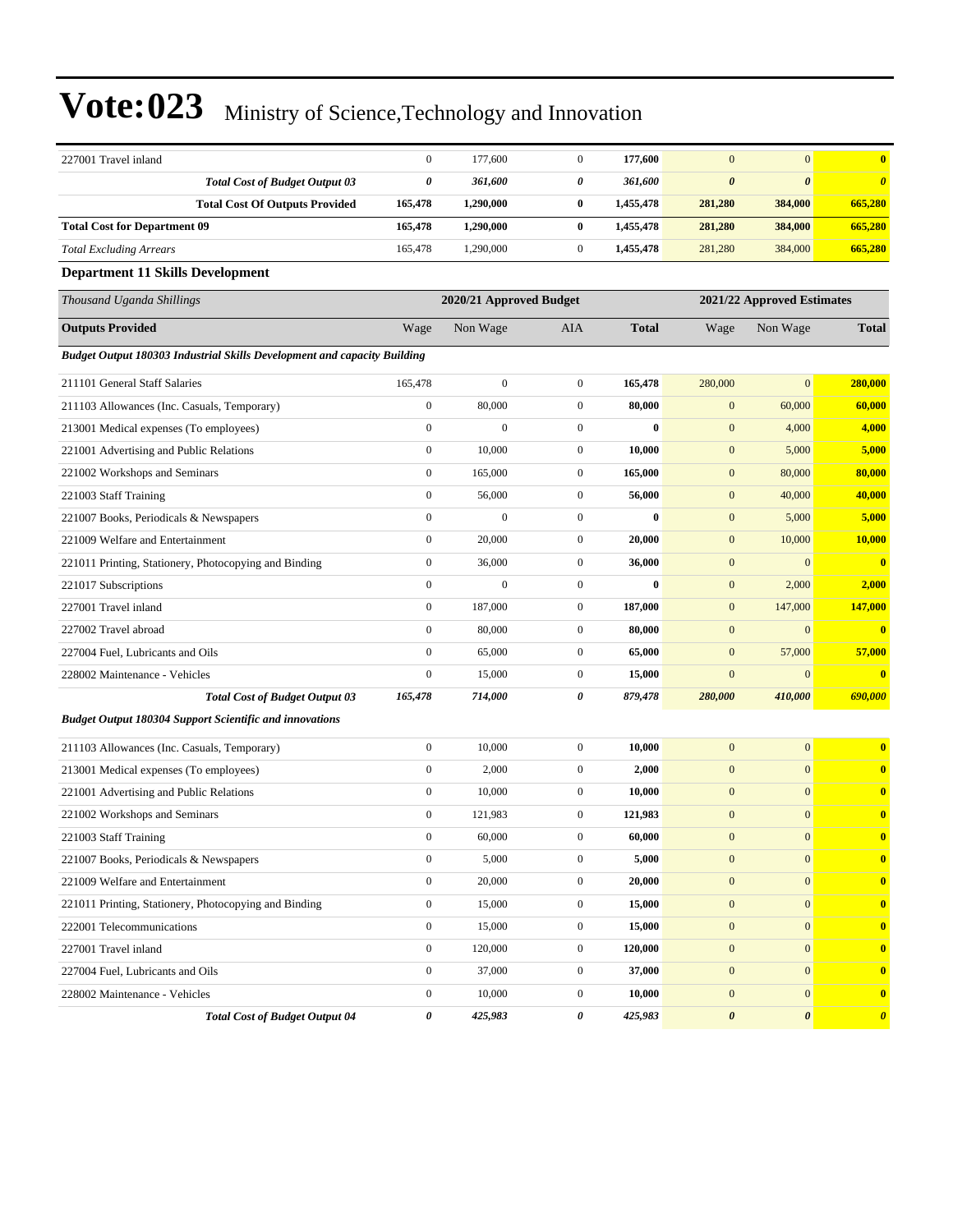# Vote:023 Ministry of Science,Technology and Innovation

| | | | | | | | |
|---|---|---|---|---|---|---|---|
| 227001 Travel inland | 0 | 177,600 | 0 | **177,600** | 0 | 0 | **0** |
| ***Total Cost of Budget Output 03*** | ***0*** | ***361,600*** | ***0*** | ***361,600*** | ***0*** | ***0*** | ***0*** |
| **Total Cost Of Outputs Provided** | **165,478** | **1,290,000** | **0** | **1,455,478** | **281,280** | **384,000** | **665,280** |
| **Total Cost for Department 09** | **165,478** | **1,290,000** | **0** | **1,455,478** | **281,280** | **384,000** | **665,280** |
| *Total Excluding Arrears* | 165,478 | 1,290,000 | 0 | **1,455,478** | 281,280 | 384,000 | **665,280** |

## Department 11 Skills Development

| *Thousand Uganda Shillings* | 2020/21 Approved Budget | | | | 2021/22 Approved Estimates | | |
|---|---|---|---|---|---|---|---|
| **Outputs Provided** | Wage | Non Wage | AIA | **Total** | Wage | Non Wage | **Total** |
| ***Budget Output 180303 Industrial Skills Development and capacity Building*** | | | | | | | |
| 211101 General Staff Salaries | 165,478 | 0 | 0 | **165,478** | 280,000 | 0 | **280,000** |
| 211103 Allowances (Inc. Casuals, Temporary) | 0 | 80,000 | 0 | **80,000** | 0 | 60,000 | **60,000** |
| 213001 Medical expenses (To employees) | 0 | 0 | 0 | **0** | 0 | 4,000 | **4,000** |
| 221001 Advertising and Public Relations | 0 | 10,000 | 0 | **10,000** | 0 | 5,000 | **5,000** |
| 221002 Workshops and Seminars | 0 | 165,000 | 0 | **165,000** | 0 | 80,000 | **80,000** |
| 221003 Staff Training | 0 | 56,000 | 0 | **56,000** | 0 | 40,000 | **40,000** |
| 221007 Books, Periodicals & Newspapers | 0 | 0 | 0 | **0** | 0 | 5,000 | **5,000** |
| 221009 Welfare and Entertainment | 0 | 20,000 | 0 | **20,000** | 0 | 10,000 | **10,000** |
| 221011 Printing, Stationery, Photocopying and Binding | 0 | 36,000 | 0 | **36,000** | 0 | 0 | **0** |
| 221017 Subscriptions | 0 | 0 | 0 | **0** | 0 | 2,000 | **2,000** |
| 227001 Travel inland | 0 | 187,000 | 0 | **187,000** | 0 | 147,000 | **147,000** |
| 227002 Travel abroad | 0 | 80,000 | 0 | **80,000** | 0 | 0 | **0** |
| 227004 Fuel, Lubricants and Oils | 0 | 65,000 | 0 | **65,000** | 0 | 57,000 | **57,000** |
| 228002 Maintenance - Vehicles | 0 | 15,000 | 0 | **15,000** | 0 | 0 | **0** |
| ***Total Cost of Budget Output 03*** | ***165,478*** | ***714,000*** | ***0*** | ***879,478*** | ***280,000*** | ***410,000*** | ***690,000*** |
| ***Budget Output 180304 Support Scientific and innovations*** | | | | | | | |
| 211103 Allowances (Inc. Casuals, Temporary) | 0 | 10,000 | 0 | **10,000** | 0 | 0 | **0** |
| 213001 Medical expenses (To employees) | 0 | 2,000 | 0 | **2,000** | 0 | 0 | **0** |
| 221001 Advertising and Public Relations | 0 | 10,000 | 0 | **10,000** | 0 | 0 | **0** |
| 221002 Workshops and Seminars | 0 | 121,983 | 0 | **121,983** | 0 | 0 | **0** |
| 221003 Staff Training | 0 | 60,000 | 0 | **60,000** | 0 | 0 | **0** |
| 221007 Books, Periodicals & Newspapers | 0 | 5,000 | 0 | **5,000** | 0 | 0 | **0** |
| 221009 Welfare and Entertainment | 0 | 20,000 | 0 | **20,000** | 0 | 0 | **0** |
| 221011 Printing, Stationery, Photocopying and Binding | 0 | 15,000 | 0 | **15,000** | 0 | 0 | **0** |
| 222001 Telecommunications | 0 | 15,000 | 0 | **15,000** | 0 | 0 | **0** |
| 227001 Travel inland | 0 | 120,000 | 0 | **120,000** | 0 | 0 | **0** |
| 227004 Fuel, Lubricants and Oils | 0 | 37,000 | 0 | **37,000** | 0 | 0 | **0** |
| 228002 Maintenance - Vehicles | 0 | 10,000 | 0 | **10,000** | 0 | 0 | **0** |
| ***Total Cost of Budget Output 04*** | ***0*** | ***425,983*** | ***0*** | ***425,983*** | ***0*** | ***0*** | ***0*** |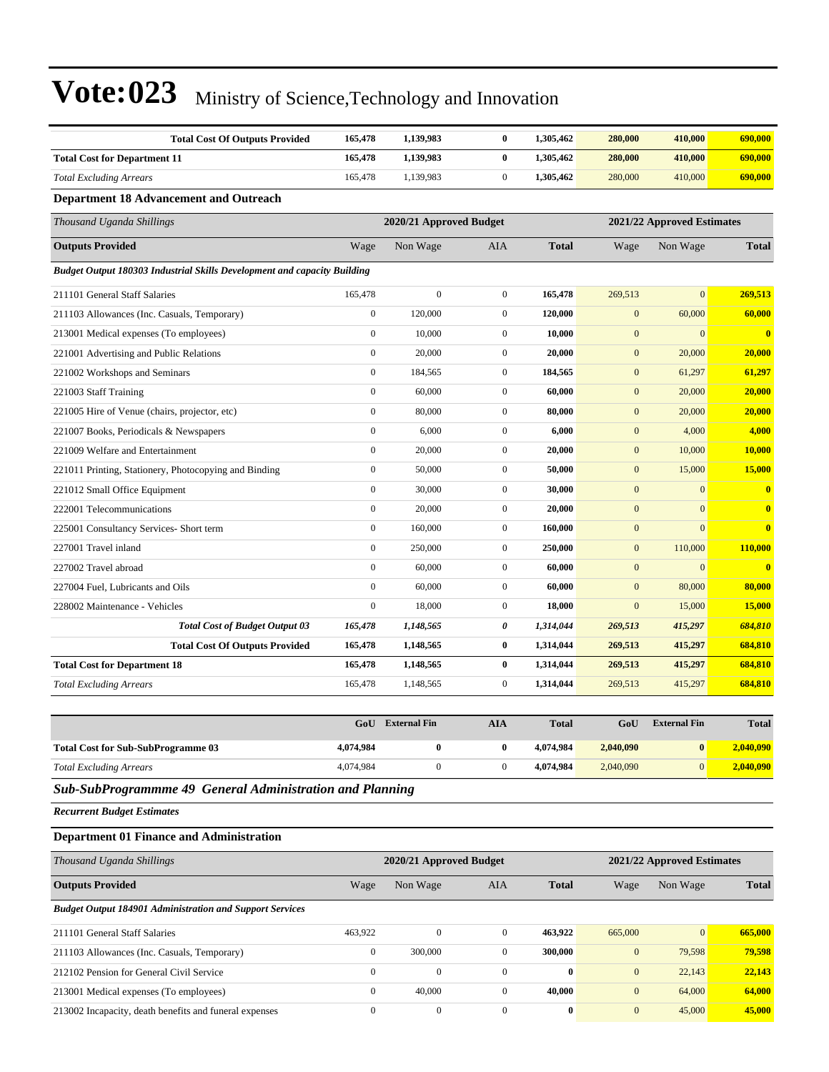# Vote:023 Ministry of Science,Technology and Innovation

| | | | | | | | |
|---|---|---|---|---|---|---|---|
| **Total Cost Of Outputs Provided** | **165,478** | **1,139,983** | **0** | **1,305,462** | **280,000** | **410,000** | **690,000** |
| **Total Cost for Department 11** | **165,478** | **1,139,983** | **0** | **1,305,462** | **280,000** | **410,000** | **690,000** |
| *Total Excluding Arrears* | 165,478 | 1,139,983 | 0 | **1,305,462** | 280,000 | 410,000 | **690,000** |

### Department 18 Advancement and Outreach

| *Thousand Uganda Shillings* | | 2020/21 Approved Budget | | | | 2021/22 Approved Estimates | |
|---|---|---|---|---|---|---|---|
| **Outputs Provided** | Wage | Non Wage | AIA | **Total** | Wage | Non Wage | **Total** |
| ***Budget Output 180303 Industrial Skills Development and capacity Building*** | | | | | | | |
| 211101 General Staff Salaries | 165,478 | 0 | 0 | **165,478** | 269,513 | 0 | **269,513** |
| 211103 Allowances (Inc. Casuals, Temporary) | 0 | 120,000 | 0 | **120,000** | 0 | 60,000 | **60,000** |
| 213001 Medical expenses (To employees) | 0 | 10,000 | 0 | **10,000** | 0 | 0 | **0** |
| 221001 Advertising and Public Relations | 0 | 20,000 | 0 | **20,000** | 0 | 20,000 | **20,000** |
| 221002 Workshops and Seminars | 0 | 184,565 | 0 | **184,565** | 0 | 61,297 | **61,297** |
| 221003 Staff Training | 0 | 60,000 | 0 | **60,000** | 0 | 20,000 | **20,000** |
| 221005 Hire of Venue (chairs, projector, etc) | 0 | 80,000 | 0 | **80,000** | 0 | 20,000 | **20,000** |
| 221007 Books, Periodicals & Newspapers | 0 | 6,000 | 0 | **6,000** | 0 | 4,000 | **4,000** |
| 221009 Welfare and Entertainment | 0 | 20,000 | 0 | **20,000** | 0 | 10,000 | **10,000** |
| 221011 Printing, Stationery, Photocopying and Binding | 0 | 50,000 | 0 | **50,000** | 0 | 15,000 | **15,000** |
| 221012 Small Office Equipment | 0 | 30,000 | 0 | **30,000** | 0 | 0 | **0** |
| 222001 Telecommunications | 0 | 20,000 | 0 | **20,000** | 0 | 0 | **0** |
| 225001 Consultancy Services- Short term | 0 | 160,000 | 0 | **160,000** | 0 | 0 | **0** |
| 227001 Travel inland | 0 | 250,000 | 0 | **250,000** | 0 | 110,000 | **110,000** |
| 227002 Travel abroad | 0 | 60,000 | 0 | **60,000** | 0 | 0 | **0** |
| 227004 Fuel, Lubricants and Oils | 0 | 60,000 | 0 | **60,000** | 0 | 80,000 | **80,000** |
| 228002 Maintenance - Vehicles | 0 | 18,000 | 0 | **18,000** | 0 | 15,000 | **15,000** |
| ***Total Cost of Budget Output 03*** | ***165,478*** | ***1,148,565*** | ***0*** | ***1,314,044*** | ***269,513*** | ***415,297*** | ***684,810*** |
| **Total Cost Of Outputs Provided** | **165,478** | **1,148,565** | **0** | **1,314,044** | **269,513** | **415,297** | **684,810** |
| **Total Cost for Department 18** | **165,478** | **1,148,565** | **0** | **1,314,044** | **269,513** | **415,297** | **684,810** |
| *Total Excluding Arrears* | 165,478 | 1,148,565 | 0 | **1,314,044** | 269,513 | 415,297 | **684,810** |

| | GoU | External Fin | AIA | Total | GoU | External Fin | Total |
|---|---|---|---|---|---|---|---|
| **Total Cost for Sub-SubProgramme 03** | **4,074,984** | **0** | **0** | **4,074,984** | **2,040,090** | **0** | **2,040,090** |
| *Total Excluding Arrears* | 4,074,984 | 0 | 0 | **4,074,984** | 2,040,090 | 0 | **2,040,090** |

## *Sub-SubProgrammme 49 General Administration and Planning*

***Recurrent Budget Estimates***

### Department 01 Finance and Administration

| *Thousand Uganda Shillings* | | 2020/21 Approved Budget | | | | 2021/22 Approved Estimates | |
|---|---|---|---|---|---|---|---|
| **Outputs Provided** | Wage | Non Wage | AIA | **Total** | Wage | Non Wage | **Total** |
| ***Budget Output 184901 Administration and Support Services*** | | | | | | | |
| 211101 General Staff Salaries | 463,922 | 0 | 0 | **463,922** | 665,000 | 0 | **665,000** |
| 211103 Allowances (Inc. Casuals, Temporary) | 0 | 300,000 | 0 | **300,000** | 0 | 79,598 | **79,598** |
| 212102 Pension for General Civil Service | 0 | 0 | 0 | **0** | 0 | 22,143 | **22,143** |
| 213001 Medical expenses (To employees) | 0 | 40,000 | 0 | **40,000** | 0 | 64,000 | **64,000** |
| 213002 Incapacity, death benefits and funeral expenses | 0 | 0 | 0 | **0** | 0 | 45,000 | **45,000** |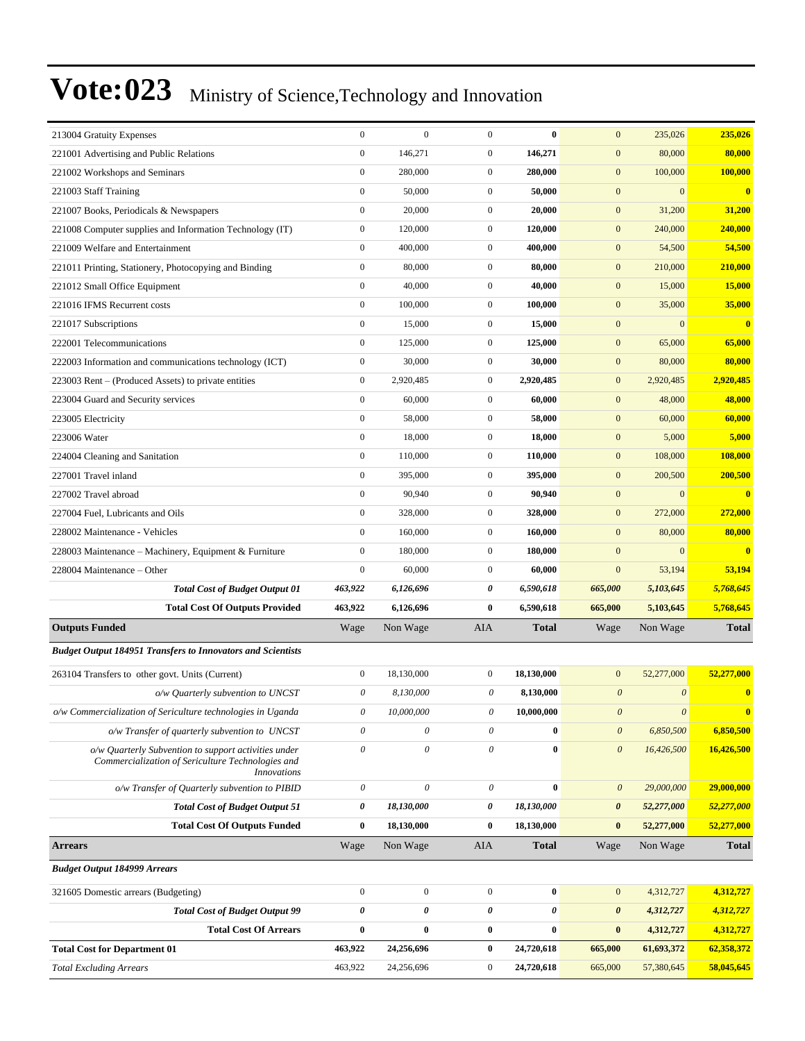# Vote:023 Ministry of Science,Technology and Innovation

| | | | | | | | |
|---|---|---|---|---|---|---|---|
| 213004 Gratuity Expenses | 0 | 0 | 0 | **0** | 0 | 235,026 | **235,026** |
| 221001 Advertising and Public Relations | 0 | 146,271 | 0 | **146,271** | 0 | 80,000 | **80,000** |
| 221002 Workshops and Seminars | 0 | 280,000 | 0 | **280,000** | 0 | 100,000 | **100,000** |
| 221003 Staff Training | 0 | 50,000 | 0 | **50,000** | 0 | 0 | **0** |
| 221007 Books, Periodicals & Newspapers | 0 | 20,000 | 0 | **20,000** | 0 | 31,200 | **31,200** |
| 221008 Computer supplies and Information Technology (IT) | 0 | 120,000 | 0 | **120,000** | 0 | 240,000 | **240,000** |
| 221009 Welfare and Entertainment | 0 | 400,000 | 0 | **400,000** | 0 | 54,500 | **54,500** |
| 221011 Printing, Stationery, Photocopying and Binding | 0 | 80,000 | 0 | **80,000** | 0 | 210,000 | **210,000** |
| 221012 Small Office Equipment | 0 | 40,000 | 0 | **40,000** | 0 | 15,000 | **15,000** |
| 221016 IFMS Recurrent costs | 0 | 100,000 | 0 | **100,000** | 0 | 35,000 | **35,000** |
| 221017 Subscriptions | 0 | 15,000 | 0 | **15,000** | 0 | 0 | **0** |
| 222001 Telecommunications | 0 | 125,000 | 0 | **125,000** | 0 | 65,000 | **65,000** |
| 222003 Information and communications technology (ICT) | 0 | 30,000 | 0 | **30,000** | 0 | 80,000 | **80,000** |
| 223003 Rent – (Produced Assets) to private entities | 0 | 2,920,485 | 0 | **2,920,485** | 0 | 2,920,485 | **2,920,485** |
| 223004 Guard and Security services | 0 | 60,000 | 0 | **60,000** | 0 | 48,000 | **48,000** |
| 223005 Electricity | 0 | 58,000 | 0 | **58,000** | 0 | 60,000 | **60,000** |
| 223006 Water | 0 | 18,000 | 0 | **18,000** | 0 | 5,000 | **5,000** |
| 224004 Cleaning and Sanitation | 0 | 110,000 | 0 | **110,000** | 0 | 108,000 | **108,000** |
| 227001 Travel inland | 0 | 395,000 | 0 | **395,000** | 0 | 200,500 | **200,500** |
| 227002 Travel abroad | 0 | 90,940 | 0 | **90,940** | 0 | 0 | **0** |
| 227004 Fuel, Lubricants and Oils | 0 | 328,000 | 0 | **328,000** | 0 | 272,000 | **272,000** |
| 228002 Maintenance - Vehicles | 0 | 160,000 | 0 | **160,000** | 0 | 80,000 | **80,000** |
| 228003 Maintenance – Machinery, Equipment & Furniture | 0 | 180,000 | 0 | **180,000** | 0 | 0 | **0** |
| 228004 Maintenance – Other | 0 | 60,000 | 0 | **60,000** | 0 | 53,194 | **53,194** |
| ***Total Cost of Budget Output 01*** | ***463,922*** | ***6,126,696*** | ***0*** | ***6,590,618*** | ***665,000*** | ***5,103,645*** | ***5,768,645*** |
| **Total Cost Of Outputs Provided** | **463,922** | **6,126,696** | **0** | **6,590,618** | **665,000** | **5,103,645** | **5,768,645** |
| **Outputs Funded** | Wage | Non Wage | AIA | **Total** | Wage | Non Wage | **Total** |
| ***Budget Output 184951 Transfers to Innovators and Scientists*** | | | | | | | |
| 263104 Transfers to other govt. Units (Current) | 0 | 18,130,000 | 0 | **18,130,000** | 0 | 52,277,000 | **52,277,000** |
| *o/w Quarterly subvention to UNCST* | *0* | *8,130,000* | *0* | **8,130,000** | *0* | *0* | **0** |
| *o/w Commercialization of Sericulture technologies in Uganda* | *0* | *10,000,000* | *0* | **10,000,000** | *0* | *0* | **0** |
| *o/w Transfer of quarterly subvention to UNCST* | *0* | *0* | *0* | **0** | *0* | *6,850,500* | **6,850,500** |
| *o/w Quarterly Subvention to support activities under Commercialization of Sericulture Technologies and Innovations* | *0* | *0* | *0* | **0** | *0* | *16,426,500* | **16,426,500** |
| *o/w Transfer of Quarterly subvention to PIBID* | *0* | *0* | *0* | **0** | *0* | *29,000,000* | **29,000,000** |
| ***Total Cost of Budget Output 51*** | ***0*** | ***18,130,000*** | ***0*** | ***18,130,000*** | ***0*** | ***52,277,000*** | ***52,277,000*** |
| **Total Cost Of Outputs Funded** | **0** | **18,130,000** | **0** | **18,130,000** | **0** | **52,277,000** | **52,277,000** |
| **Arrears** | Wage | Non Wage | AIA | **Total** | Wage | Non Wage | **Total** |
| ***Budget Output 184999 Arrears*** | | | | | | | |
| 321605 Domestic arrears (Budgeting) | 0 | 0 | 0 | **0** | 0 | 4,312,727 | **4,312,727** |
| ***Total Cost of Budget Output 99*** | ***0*** | ***0*** | ***0*** | ***0*** | ***0*** | ***4,312,727*** | ***4,312,727*** |
| **Total Cost Of Arrears** | **0** | **0** | **0** | **0** | **0** | **4,312,727** | **4,312,727** |
| **Total Cost for Department 01** | **463,922** | **24,256,696** | **0** | **24,720,618** | **665,000** | **61,693,372** | **62,358,372** |
| *Total Excluding Arrears* | 463,922 | 24,256,696 | 0 | **24,720,618** | 665,000 | 57,380,645 | **58,045,645** |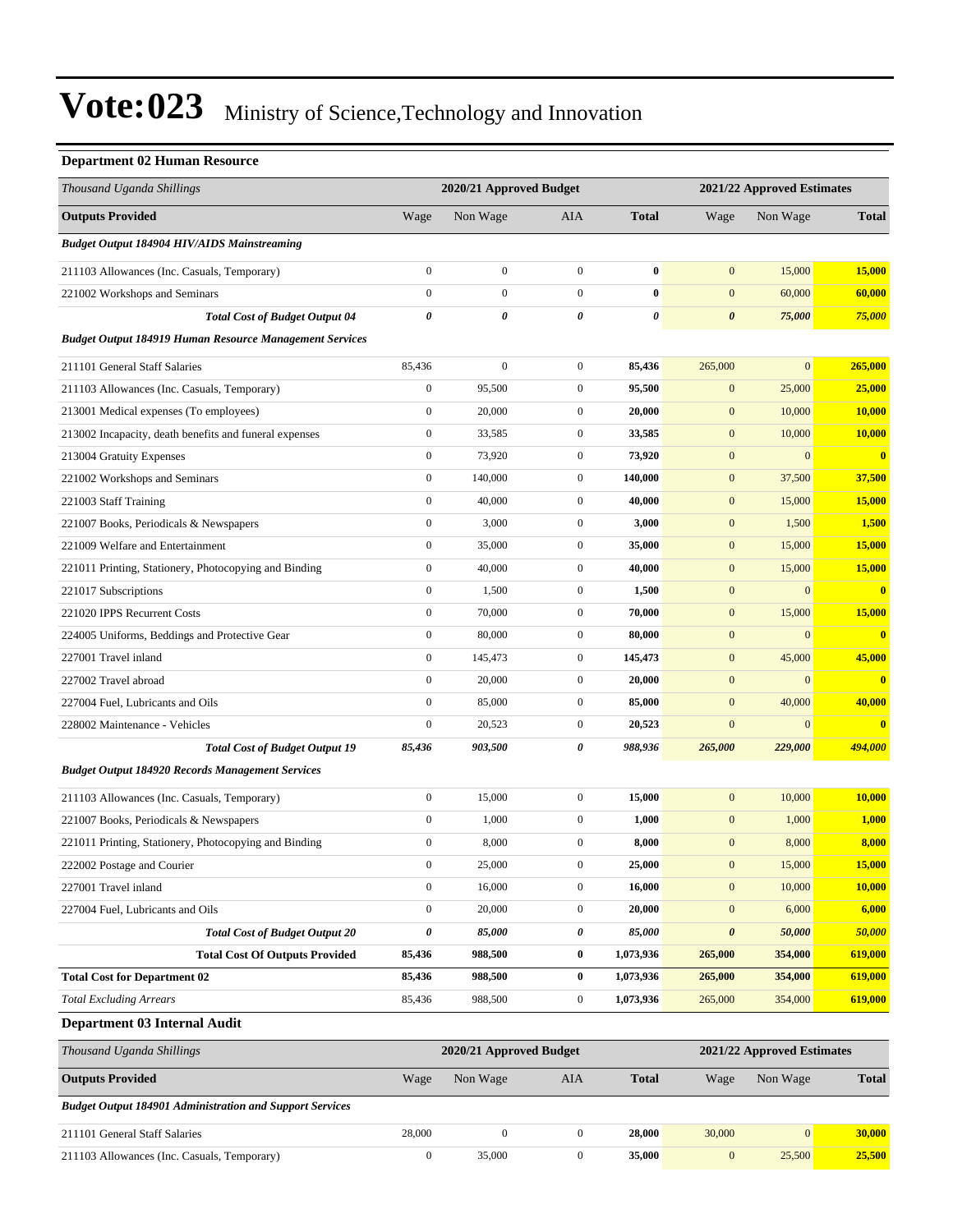# Vote:023 Ministry of Science,Technology and Innovation

### Department 02 Human Resource

| *Thousand Uganda Shillings* | 2020/21 Approved Budget | | | | 2021/22 Approved Estimates | | |
|---|---|---|---|---|---|---|---|
| **Outputs Provided** | Wage | Non Wage | AIA | **Total** | Wage | Non Wage | **Total** |
| ***Budget Output 184904 HIV/AIDS Mainstreaming*** | | | | | | | |
| 211103 Allowances (Inc. Casuals, Temporary) | 0 | 0 | 0 | **0** | 0 | 15,000 | **15,000** |
| 221002 Workshops and Seminars | 0 | 0 | 0 | **0** | 0 | 60,000 | **60,000** |
| ***Total Cost of Budget Output 04*** | ***0*** | ***0*** | ***0*** | ***0*** | ***0*** | ***75,000*** | ***75,000*** |
| ***Budget Output 184919 Human Resource Management Services*** | | | | | | | |
| 211101 General Staff Salaries | 85,436 | 0 | 0 | **85,436** | 265,000 | 0 | **265,000** |
| 211103 Allowances (Inc. Casuals, Temporary) | 0 | 95,500 | 0 | **95,500** | 0 | 25,000 | **25,000** |
| 213001 Medical expenses (To employees) | 0 | 20,000 | 0 | **20,000** | 0 | 10,000 | **10,000** |
| 213002 Incapacity, death benefits and funeral expenses | 0 | 33,585 | 0 | **33,585** | 0 | 10,000 | **10,000** |
| 213004 Gratuity Expenses | 0 | 73,920 | 0 | **73,920** | 0 | 0 | **0** |
| 221002 Workshops and Seminars | 0 | 140,000 | 0 | **140,000** | 0 | 37,500 | **37,500** |
| 221003 Staff Training | 0 | 40,000 | 0 | **40,000** | 0 | 15,000 | **15,000** |
| 221007 Books, Periodicals & Newspapers | 0 | 3,000 | 0 | **3,000** | 0 | 1,500 | **1,500** |
| 221009 Welfare and Entertainment | 0 | 35,000 | 0 | **35,000** | 0 | 15,000 | **15,000** |
| 221011 Printing, Stationery, Photocopying and Binding | 0 | 40,000 | 0 | **40,000** | 0 | 15,000 | **15,000** |
| 221017 Subscriptions | 0 | 1,500 | 0 | **1,500** | 0 | 0 | **0** |
| 221020 IPPS Recurrent Costs | 0 | 70,000 | 0 | **70,000** | 0 | 15,000 | **15,000** |
| 224005 Uniforms, Beddings and Protective Gear | 0 | 80,000 | 0 | **80,000** | 0 | 0 | **0** |
| 227001 Travel inland | 0 | 145,473 | 0 | **145,473** | 0 | 45,000 | **45,000** |
| 227002 Travel abroad | 0 | 20,000 | 0 | **20,000** | 0 | 0 | **0** |
| 227004 Fuel, Lubricants and Oils | 0 | 85,000 | 0 | **85,000** | 0 | 40,000 | **40,000** |
| 228002 Maintenance - Vehicles | 0 | 20,523 | 0 | **20,523** | 0 | 0 | **0** |
| ***Total Cost of Budget Output 19*** | ***85,436*** | ***903,500*** | ***0*** | ***988,936*** | ***265,000*** | ***229,000*** | ***494,000*** |
| ***Budget Output 184920 Records Management Services*** | | | | | | | |
| 211103 Allowances (Inc. Casuals, Temporary) | 0 | 15,000 | 0 | **15,000** | 0 | 10,000 | **10,000** |
| 221007 Books, Periodicals & Newspapers | 0 | 1,000 | 0 | **1,000** | 0 | 1,000 | **1,000** |
| 221011 Printing, Stationery, Photocopying and Binding | 0 | 8,000 | 0 | **8,000** | 0 | 8,000 | **8,000** |
| 222002 Postage and Courier | 0 | 25,000 | 0 | **25,000** | 0 | 15,000 | **15,000** |
| 227001 Travel inland | 0 | 16,000 | 0 | **16,000** | 0 | 10,000 | **10,000** |
| 227004 Fuel, Lubricants and Oils | 0 | 20,000 | 0 | **20,000** | 0 | 6,000 | **6,000** |
| ***Total Cost of Budget Output 20*** | ***0*** | ***85,000*** | ***0*** | ***85,000*** | ***0*** | ***50,000*** | ***50,000*** |
| **Total Cost Of Outputs Provided** | **85,436** | **988,500** | **0** | **1,073,936** | **265,000** | **354,000** | **619,000** |
| **Total Cost for Department 02** | **85,436** | **988,500** | **0** | **1,073,936** | **265,000** | **354,000** | **619,000** |
| *Total Excluding Arrears* | 85,436 | 988,500 | 0 | **1,073,936** | 265,000 | 354,000 | **619,000** |

### Department 03 Internal Audit

| *Thousand Uganda Shillings* | 2020/21 Approved Budget | | | | 2021/22 Approved Estimates | | |
|---|---|---|---|---|---|---|---|
| **Outputs Provided** | Wage | Non Wage | AIA | **Total** | Wage | Non Wage | **Total** |
| ***Budget Output 184901 Administration and Support Services*** | | | | | | | |
| 211101 General Staff Salaries | 28,000 | 0 | 0 | **28,000** | 30,000 | 0 | **30,000** |
| 211103 Allowances (Inc. Casuals, Temporary) | 0 | 35,000 | 0 | **35,000** | 0 | 25,500 | **25,500** |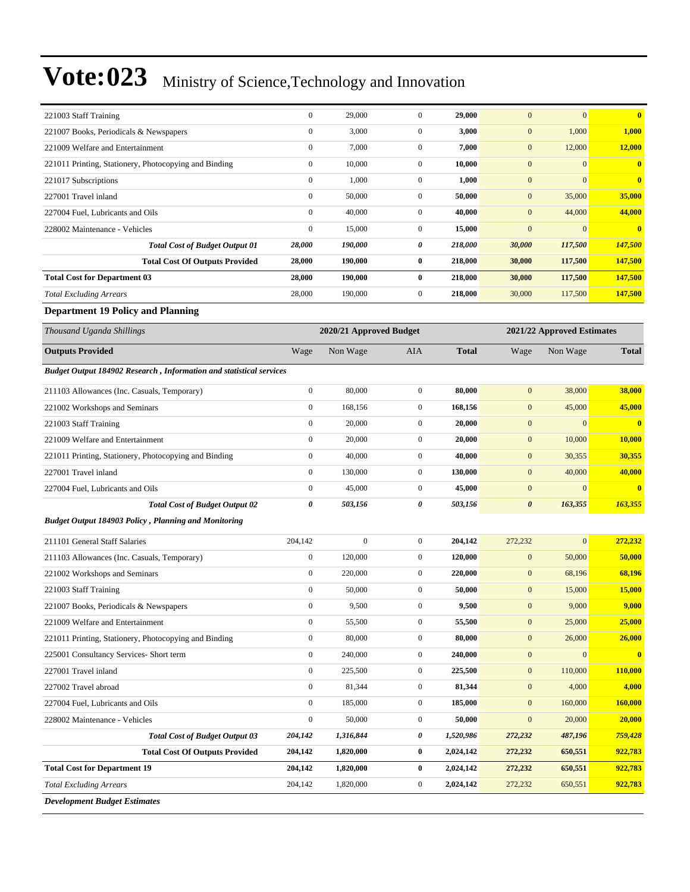# Vote:023 Ministry of Science,Technology and Innovation

| | | | | | | | |
|---|---|---|---|---|---|---|---|
| 221003 Staff Training | 0 | 29,000 | 0 | **29,000** | 0 | 0 | **0** |
| 221007 Books, Periodicals & Newspapers | 0 | 3,000 | 0 | **3,000** | 0 | 1,000 | **1,000** |
| 221009 Welfare and Entertainment | 0 | 7,000 | 0 | **7,000** | 0 | 12,000 | **12,000** |
| 221011 Printing, Stationery, Photocopying and Binding | 0 | 10,000 | 0 | **10,000** | 0 | 0 | **0** |
| 221017 Subscriptions | 0 | 1,000 | 0 | **1,000** | 0 | 0 | **0** |
| 227001 Travel inland | 0 | 50,000 | 0 | **50,000** | 0 | 35,000 | **35,000** |
| 227004 Fuel, Lubricants and Oils | 0 | 40,000 | 0 | **40,000** | 0 | 44,000 | **44,000** |
| 228002 Maintenance - Vehicles | 0 | 15,000 | 0 | **15,000** | 0 | 0 | **0** |
| ***Total Cost of Budget Output 01*** | ***28,000*** | ***190,000*** | ***0*** | ***218,000*** | ***30,000*** | ***117,500*** | ***147,500*** |
| **Total Cost Of Outputs Provided** | **28,000** | **190,000** | **0** | **218,000** | **30,000** | **117,500** | **147,500** |
| **Total Cost for Department 03** | **28,000** | **190,000** | **0** | **218,000** | **30,000** | **117,500** | **147,500** |
| *Total Excluding Arrears* | 28,000 | 190,000 | 0 | **218,000** | 30,000 | 117,500 | **147,500** |

### Department 19 Policy and Planning

| *Thousand Uganda Shillings* | **2020/21 Approved Budget** | | | | **2021/22 Approved Estimates** | | |
|---|---|---|---|---|---|---|---|
| **Outputs Provided** | Wage | Non Wage | AIA | **Total** | Wage | Non Wage | **Total** |
| ***Budget Output 184902 Research , Information and statistical services*** | | | | | | | |
| 211103 Allowances (Inc. Casuals, Temporary) | 0 | 80,000 | 0 | **80,000** | 0 | 38,000 | **38,000** |
| 221002 Workshops and Seminars | 0 | 168,156 | 0 | **168,156** | 0 | 45,000 | **45,000** |
| 221003 Staff Training | 0 | 20,000 | 0 | **20,000** | 0 | 0 | **0** |
| 221009 Welfare and Entertainment | 0 | 20,000 | 0 | **20,000** | 0 | 10,000 | **10,000** |
| 221011 Printing, Stationery, Photocopying and Binding | 0 | 40,000 | 0 | **40,000** | 0 | 30,355 | **30,355** |
| 227001 Travel inland | 0 | 130,000 | 0 | **130,000** | 0 | 40,000 | **40,000** |
| 227004 Fuel, Lubricants and Oils | 0 | 45,000 | 0 | **45,000** | 0 | 0 | **0** |
| ***Total Cost of Budget Output 02*** | ***0*** | ***503,156*** | ***0*** | ***503,156*** | ***0*** | ***163,355*** | ***163,355*** |
| ***Budget Output 184903 Policy , Planning and Monitoring*** | | | | | | | |
| 211101 General Staff Salaries | 204,142 | 0 | 0 | **204,142** | 272,232 | 0 | **272,232** |
| 211103 Allowances (Inc. Casuals, Temporary) | 0 | 120,000 | 0 | **120,000** | 0 | 50,000 | **50,000** |
| 221002 Workshops and Seminars | 0 | 220,000 | 0 | **220,000** | 0 | 68,196 | **68,196** |
| 221003 Staff Training | 0 | 50,000 | 0 | **50,000** | 0 | 15,000 | **15,000** |
| 221007 Books, Periodicals & Newspapers | 0 | 9,500 | 0 | **9,500** | 0 | 9,000 | **9,000** |
| 221009 Welfare and Entertainment | 0 | 55,500 | 0 | **55,500** | 0 | 25,000 | **25,000** |
| 221011 Printing, Stationery, Photocopying and Binding | 0 | 80,000 | 0 | **80,000** | 0 | 26,000 | **26,000** |
| 225001 Consultancy Services- Short term | 0 | 240,000 | 0 | **240,000** | 0 | 0 | **0** |
| 227001 Travel inland | 0 | 225,500 | 0 | **225,500** | 0 | 110,000 | **110,000** |
| 227002 Travel abroad | 0 | 81,344 | 0 | **81,344** | 0 | 4,000 | **4,000** |
| 227004 Fuel, Lubricants and Oils | 0 | 185,000 | 0 | **185,000** | 0 | 160,000 | **160,000** |
| 228002 Maintenance - Vehicles | 0 | 50,000 | 0 | **50,000** | 0 | 20,000 | **20,000** |
| ***Total Cost of Budget Output 03*** | ***204,142*** | ***1,316,844*** | ***0*** | ***1,520,986*** | ***272,232*** | ***487,196*** | ***759,428*** |
| **Total Cost Of Outputs Provided** | **204,142** | **1,820,000** | **0** | **2,024,142** | **272,232** | **650,551** | **922,783** |
| **Total Cost for Department 19** | **204,142** | **1,820,000** | **0** | **2,024,142** | **272,232** | **650,551** | **922,783** |
| *Total Excluding Arrears* | 204,142 | 1,820,000 | 0 | **2,024,142** | 272,232 | 650,551 | **922,783** |

***Development Budget Estimates***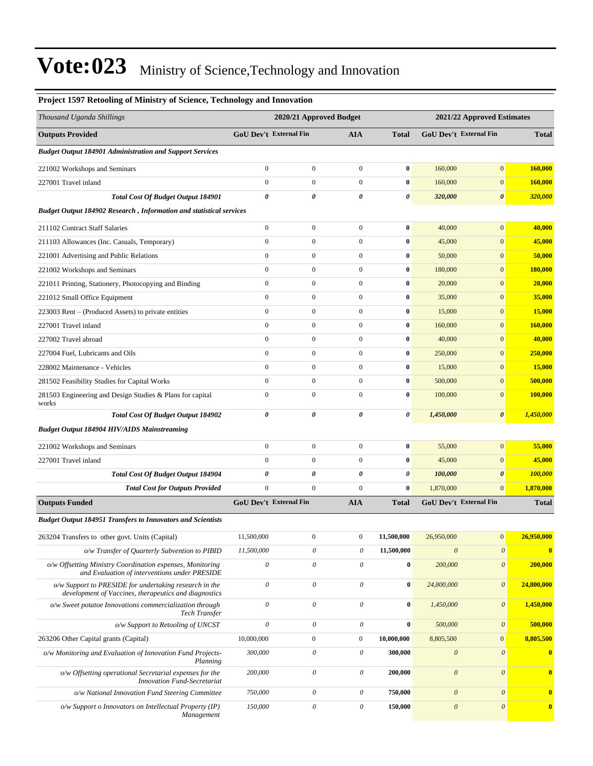# Vote:023 Ministry of Science,Technology and Innovation

**Project 1597 Retooling of Ministry of Science, Technology and Innovation**

| *Thousand Uganda Shillings* | 2020/21 Approved Budget | | | | 2021/22 Approved Estimates | | |
|---|---|---|---|---|---|---|---|
| **Outputs Provided** | **GoU Dev't** | **External Fin** | **AIA** | **Total** | **GoU Dev't** | **External Fin** | **Total** |
| ***Budget Output 184901 Administration and Support Services*** | | | | | | | |
| 221002 Workshops and Seminars | 0 | 0 | 0 | **0** | 160,000 | 0 | **160,000** |
| 227001 Travel inland | 0 | 0 | 0 | **0** | 160,000 | 0 | **160,000** |
| ***Total Cost Of Budget Output 184901*** | ***0*** | ***0*** | ***0*** | ***0*** | ***320,000*** | ***0*** | ***320,000*** |
| ***Budget Output 184902 Research , Information and statistical services*** | | | | | | | |
| 211102 Contract Staff Salaries | 0 | 0 | 0 | **0** | 40,000 | 0 | **40,000** |
| 211103 Allowances (Inc. Casuals, Temporary) | 0 | 0 | 0 | **0** | 45,000 | 0 | **45,000** |
| 221001 Advertising and Public Relations | 0 | 0 | 0 | **0** | 50,000 | 0 | **50,000** |
| 221002 Workshops and Seminars | 0 | 0 | 0 | **0** | 180,000 | 0 | **180,000** |
| 221011 Printing, Stationery, Photocopying and Binding | 0 | 0 | 0 | **0** | 20,000 | 0 | **20,000** |
| 221012 Small Office Equipment | 0 | 0 | 0 | **0** | 35,000 | 0 | **35,000** |
| 223003 Rent – (Produced Assets) to private entities | 0 | 0 | 0 | **0** | 15,000 | 0 | **15,000** |
| 227001 Travel inland | 0 | 0 | 0 | **0** | 160,000 | 0 | **160,000** |
| 227002 Travel abroad | 0 | 0 | 0 | **0** | 40,000 | 0 | **40,000** |
| 227004 Fuel, Lubricants and Oils | 0 | 0 | 0 | **0** | 250,000 | 0 | **250,000** |
| 228002 Maintenance - Vehicles | 0 | 0 | 0 | **0** | 15,000 | 0 | **15,000** |
| 281502 Feasibility Studies for Capital Works | 0 | 0 | 0 | **0** | 500,000 | 0 | **500,000** |
| 281503 Engineering and Design Studies & Plans for capital works | 0 | 0 | 0 | **0** | 100,000 | 0 | **100,000** |
| ***Total Cost Of Budget Output 184902*** | ***0*** | ***0*** | ***0*** | ***0*** | ***1,450,000*** | ***0*** | ***1,450,000*** |
| ***Budget Output 184904 HIV/AIDS Mainstreaming*** | | | | | | | |
| 221002 Workshops and Seminars | 0 | 0 | 0 | **0** | 55,000 | 0 | **55,000** |
| 227001 Travel inland | 0 | 0 | 0 | **0** | 45,000 | 0 | **45,000** |
| ***Total Cost Of Budget Output 184904*** | ***0*** | ***0*** | ***0*** | ***0*** | ***100,000*** | ***0*** | ***100,000*** |
| ***Total Cost for Outputs Provided*** | 0 | 0 | 0 | **0** | 1,870,000 | 0 | **1,870,000** |
| **Outputs Funded** | **GoU Dev't** | **External Fin** | **AIA** | **Total** | **GoU Dev't** | **External Fin** | **Total** |
| ***Budget Output 184951 Transfers to Innovators and Scientists*** | | | | | | | |
| 263204 Transfers to other govt. Units (Capital) | 11,500,000 | 0 | 0 | **11,500,000** | 26,950,000 | 0 | **26,950,000** |
| *o/w Transfer of Quarterly Subvention to PIBID* | *11,500,000* | *0* | *0* | **11,500,000** | *0* | *0* | **0** |
| *o/w Offsetting Ministry Coordination expenses, Monitoring and Evaluation of interventions under PRESIDE* | *0* | *0* | *0* | **0** | *200,000* | *0* | **200,000** |
| *o/w Support to PRESIDE for undertaking research in the development of Vaccines, therapeutics and diagnostics* | *0* | *0* | *0* | **0** | *24,800,000* | *0* | **24,800,000** |
| *o/w Sweet potatoe Innovations commercialization through Tech Transfer* | *0* | *0* | *0* | **0** | *1,450,000* | *0* | **1,450,000** |
| *o/w Support to Retooling of UNCST* | *0* | *0* | *0* | **0** | *500,000* | *0* | **500,000** |
| 263206 Other Capital grants (Capital) | 10,000,000 | 0 | 0 | **10,000,000** | 8,805,500 | 0 | **8,805,500** |
| *o/w Monitoring and Evaluation of Innovation Fund Projects-Planning* | *300,000* | *0* | *0* | **300,000** | *0* | *0* | **0** |
| *o/w Offsetting operational Secretarial expenses for the Innovation Fund-Secretariat* | *200,000* | *0* | *0* | **200,000** | *0* | *0* | **0** |
| *o/w National Innovation Fund Steering Committee* | *750,000* | *0* | *0* | **750,000** | *0* | *0* | **0** |
| *o/w Support o Innovators on Intellectual Property (IP) Management* | *150,000* | *0* | *0* | **150,000** | *0* | *0* | **0** |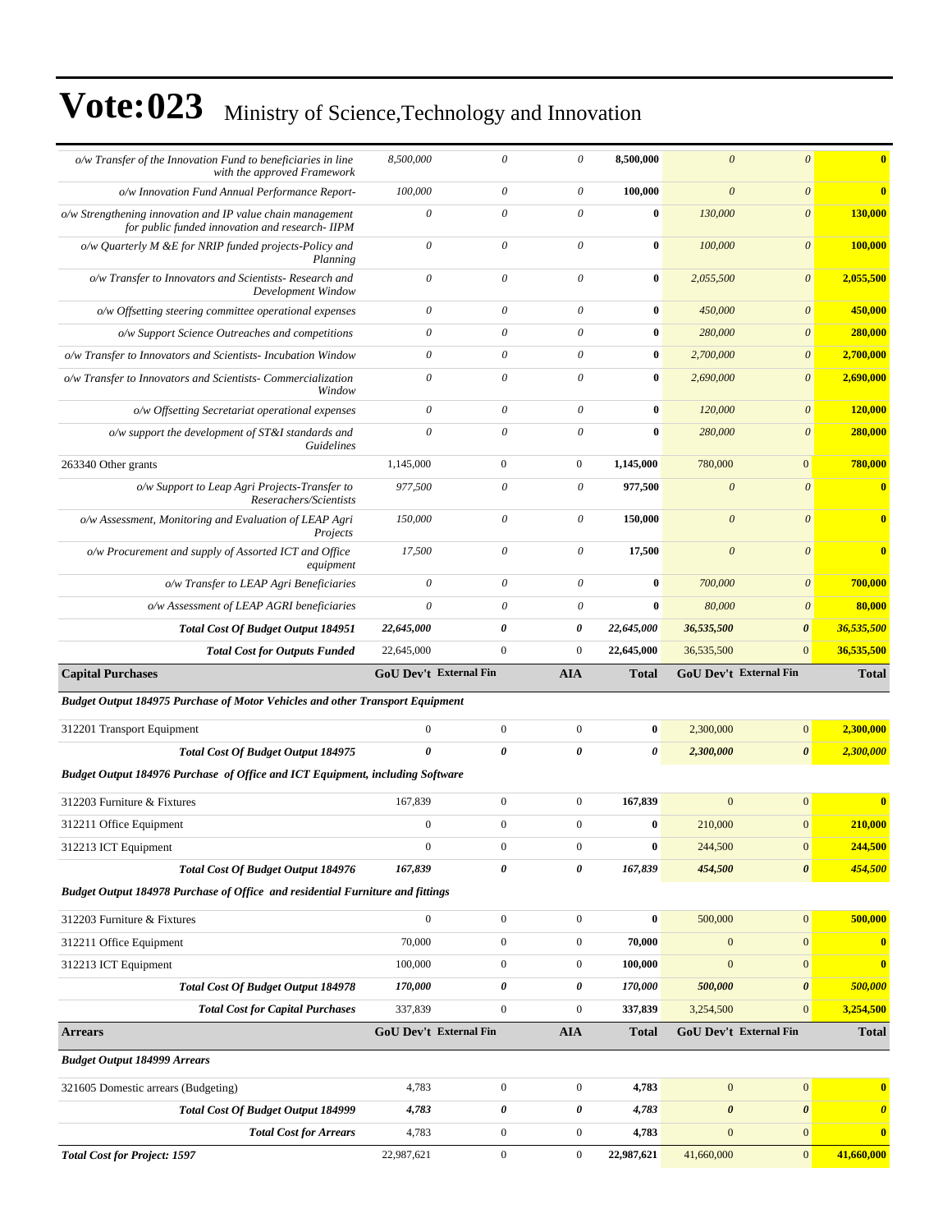# Vote:023 Ministry of Science,Technology and Innovation

| | | | | | | | |
|---|---|---|---|---|---|---|---|
| *o/w Transfer of the Innovation Fund to beneficiaries in line with the approved Framework* | *8,500,000* | *0* | *0* | **8,500,000** | *0* | *0* | **0** |
| *o/w Innovation Fund Annual Performance Report-* | *100,000* | *0* | *0* | **100,000** | *0* | *0* | **0** |
| *o/w Strengthening innovation and IP value chain management for public funded innovation and research- IIPM* | *0* | *0* | *0* | **0** | *130,000* | *0* | **130,000** |
| *o/w Quarterly M &E for NRIP funded projects-Policy and Planning* | *0* | *0* | *0* | **0** | *100,000* | *0* | **100,000** |
| *o/w Transfer to Innovators and Scientists- Research and Development Window* | *0* | *0* | *0* | **0** | *2,055,500* | *0* | **2,055,500** |
| *o/w Offsetting steering committee operational expenses* | *0* | *0* | *0* | **0** | *450,000* | *0* | **450,000** |
| *o/w Support Science Outreaches and competitions* | *0* | *0* | *0* | **0** | *280,000* | *0* | **280,000** |
| *o/w Transfer to Innovators and Scientists- Incubation Window* | *0* | *0* | *0* | **0** | *2,700,000* | *0* | **2,700,000** |
| *o/w Transfer to Innovators and Scientists- Commercialization Window* | *0* | *0* | *0* | **0** | *2,690,000* | *0* | **2,690,000** |
| *o/w Offsetting Secretariat operational expenses* | *0* | *0* | *0* | **0** | *120,000* | *0* | **120,000** |
| *o/w support the development of ST&I standards and Guidelines* | *0* | *0* | *0* | **0** | *280,000* | *0* | **280,000** |
| 263340 Other grants | 1,145,000 | 0 | 0 | **1,145,000** | 780,000 | 0 | **780,000** |
| *o/w Support to Leap Agri Projects-Transfer to Reserachers/Scientists* | *977,500* | *0* | *0* | **977,500** | *0* | *0* | **0** |
| *o/w Assessment, Monitoring and Evaluation of LEAP Agri Projects* | *150,000* | *0* | *0* | **150,000** | *0* | *0* | **0** |
| *o/w Procurement and supply of Assorted ICT and Office equipment* | *17,500* | *0* | *0* | **17,500** | *0* | *0* | **0** |
| *o/w Transfer to LEAP Agri Beneficiaries* | *0* | *0* | *0* | **0** | *700,000* | *0* | **700,000** |
| *o/w Assessment of LEAP AGRI beneficiaries* | *0* | *0* | *0* | **0** | *80,000* | *0* | **80,000** |
| ***Total Cost Of Budget Output 184951*** | ***22,645,000*** | ***0*** | ***0*** | ***22,645,000*** | ***36,535,500*** | ***0*** | ***36,535,500*** |
| ***Total Cost for Outputs Funded*** | 22,645,000 | 0 | 0 | **22,645,000** | 36,535,500 | 0 | **36,535,500** |
| **Capital Purchases** | **GoU Dev't** | **External Fin** | **AIA** | **Total** | **GoU Dev't** | **External Fin** | **Total** |
| ***Budget Output 184975 Purchase of Motor Vehicles and other Transport Equipment*** | | | | | | | |
| 312201 Transport Equipment | 0 | 0 | 0 | **0** | 2,300,000 | 0 | **2,300,000** |
| ***Total Cost Of Budget Output 184975*** | ***0*** | ***0*** | ***0*** | ***0*** | ***2,300,000*** | ***0*** | ***2,300,000*** |
| ***Budget Output 184976 Purchase of Office and ICT Equipment, including Software*** | | | | | | | |
| 312203 Furniture & Fixtures | 167,839 | 0 | 0 | **167,839** | 0 | 0 | **0** |
| 312211 Office Equipment | 0 | 0 | 0 | **0** | 210,000 | 0 | **210,000** |
| 312213 ICT Equipment | 0 | 0 | 0 | **0** | 244,500 | 0 | **244,500** |
| ***Total Cost Of Budget Output 184976*** | ***167,839*** | ***0*** | ***0*** | ***167,839*** | ***454,500*** | ***0*** | ***454,500*** |
| ***Budget Output 184978 Purchase of Office and residential Furniture and fittings*** | | | | | | | |
| 312203 Furniture & Fixtures | 0 | 0 | 0 | **0** | 500,000 | 0 | **500,000** |
| 312211 Office Equipment | 70,000 | 0 | 0 | **70,000** | 0 | 0 | **0** |
| 312213 ICT Equipment | 100,000 | 0 | 0 | **100,000** | 0 | 0 | **0** |
| ***Total Cost Of Budget Output 184978*** | ***170,000*** | ***0*** | ***0*** | ***170,000*** | ***500,000*** | ***0*** | ***500,000*** |
| ***Total Cost for Capital Purchases*** | 337,839 | 0 | 0 | **337,839** | 3,254,500 | 0 | **3,254,500** |
| **Arrears** | **GoU Dev't** | **External Fin** | **AIA** | **Total** | **GoU Dev't** | **External Fin** | **Total** |
| ***Budget Output 184999 Arrears*** | | | | | | | |
| 321605 Domestic arrears (Budgeting) | 4,783 | 0 | 0 | **4,783** | 0 | 0 | **0** |
| ***Total Cost Of Budget Output 184999*** | ***4,783*** | ***0*** | ***0*** | ***4,783*** | ***0*** | ***0*** | ***0*** |
| ***Total Cost for Arrears*** | 4,783 | 0 | 0 | **4,783** | 0 | 0 | **0** |
| ***Total Cost for Project: 1597*** | 22,987,621 | 0 | 0 | **22,987,621** | 41,660,000 | 0 | **41,660,000** |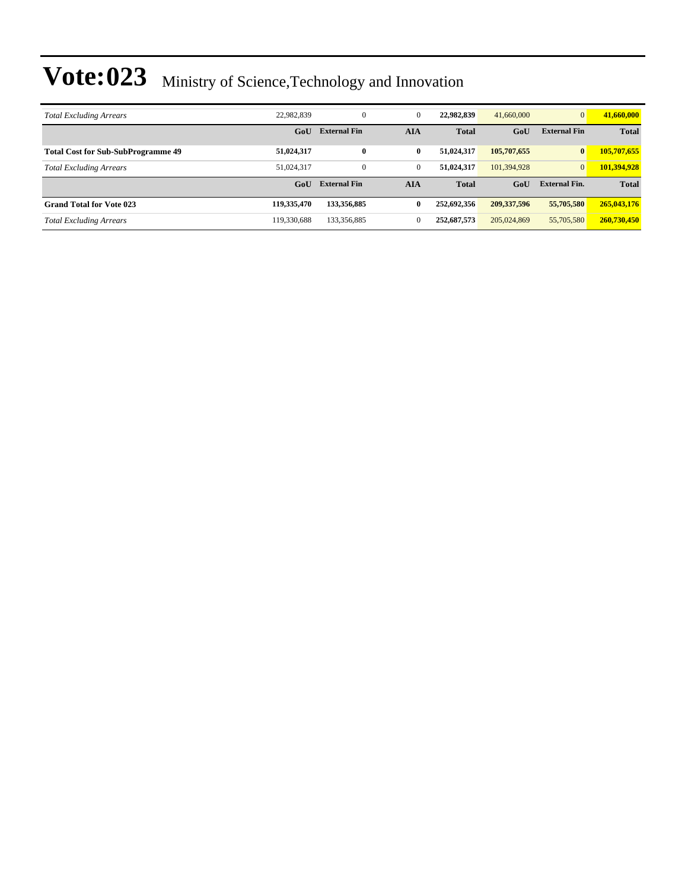| *Total Excluding Arrears* | 22,982,839 | 0 | 0 | **22,982,839** | 41,660,000 | 0 | **41,660,000** |
|---|---|---|---|---|---|---|---|
| | **GoU** | **External Fin** | **AIA** | **Total** | **GoU** | **External Fin** | **Total** |
| **Total Cost for Sub-SubProgramme 49** | **51,024,317** | **0** | **0** | **51,024,317** | **105,707,655** | **0** | **105,707,655** |
| *Total Excluding Arrears* | 51,024,317 | 0 | 0 | **51,024,317** | 101,394,928 | 0 | **101,394,928** |
| | **GoU** | **External Fin** | **AIA** | **Total** | **GoU** | **External Fin.** | **Total** |
| **Grand Total for Vote 023** | **119,335,470** | **133,356,885** | **0** | **252,692,356** | **209,337,596** | **55,705,580** | **265,043,176** |
| *Total Excluding Arrears* | 119,330,688 | 133,356,885 | 0 | **252,687,573** | 205,024,869 | 55,705,580 | **260,730,450** |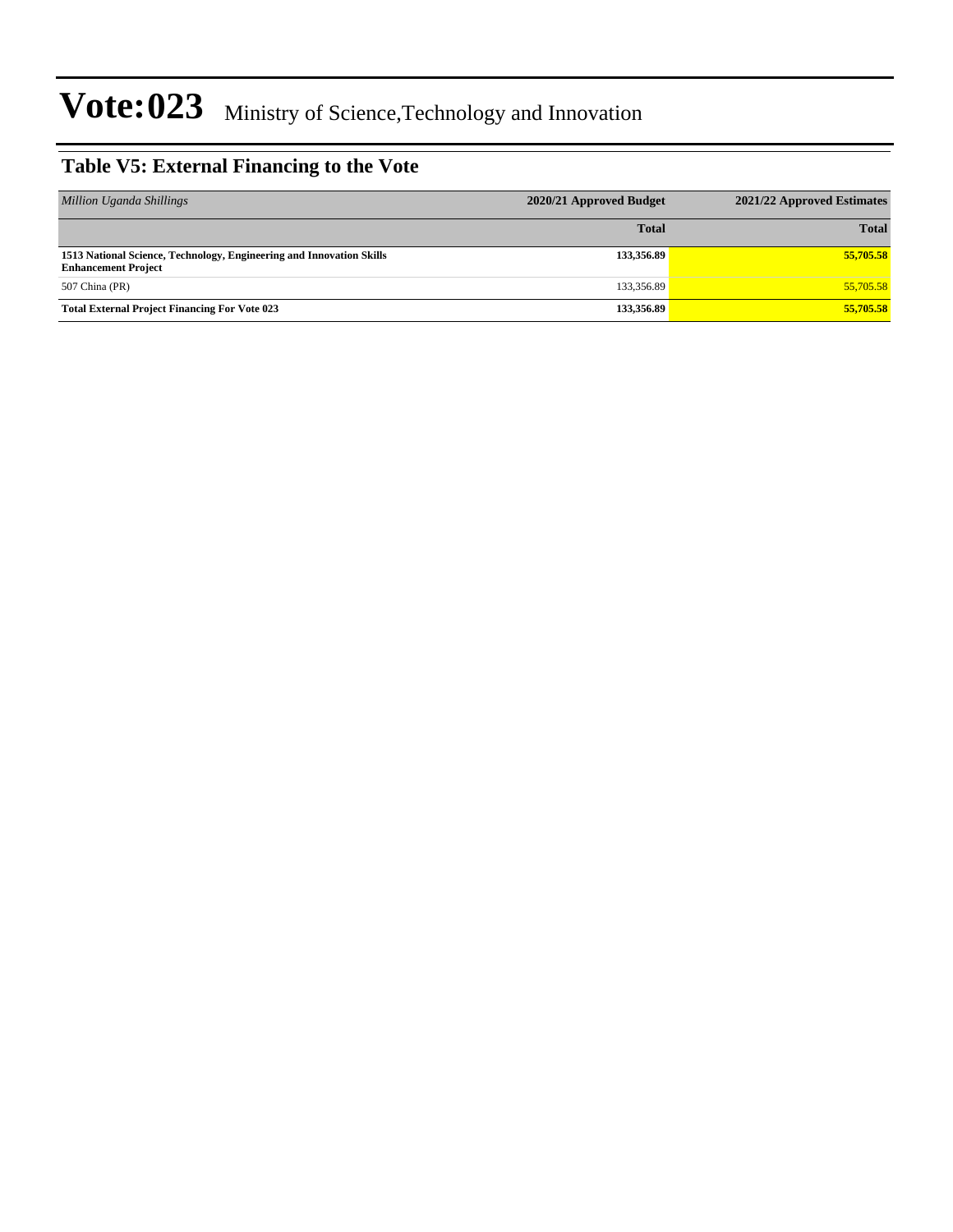# Vote:023 Ministry of Science,Technology and Innovation

## Table V5: External Financing to the Vote

| *Million Uganda Shillings* | 2020/21 Approved Budget | 2021/22 Approved Estimates |
|---|---|---|
| | **Total** | **Total** |
| **1513 National Science, Technology, Engineering and Innovation Skills Enhancement Project** | **133,356.89** | **55,705.58** |
| 507 China (PR) | 133,356.89 | 55,705.58 |
| **Total External Project Financing For Vote 023** | **133,356.89** | **55,705.58** |